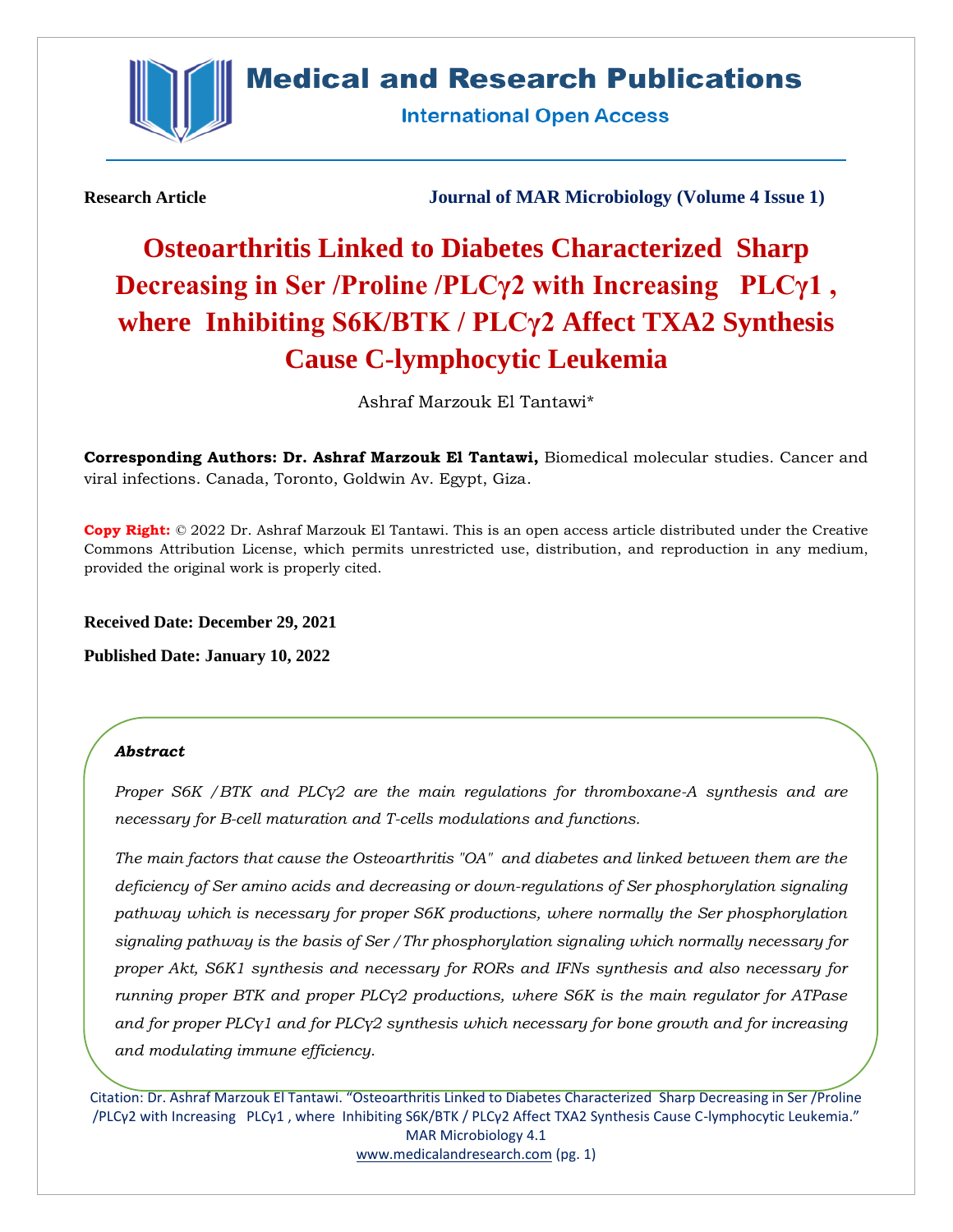**Research Article** **Journal of MAR Microbiology (Volume 4 Issue 1)**

# Osteoarthritis Linked to Diabetes Characterized Sharp Decreasing in Ser /Proline /PLCγ2 with Increasing PLCγ1 , where Inhibiting S6K/BTK / PLCγ2 Affect TXA2 Synthesis Cause C-lymphocytic Leukemia

Ashraf Marzouk El Tantawi*

**Corresponding Authors: Dr. Ashraf Marzouk El Tantawi,** Biomedical molecular studies. Cancer and viral infections. Canada, Toronto, Goldwin Av. Egypt, Giza.

**Copy Right:** © 2022 Dr. Ashraf Marzouk El Tantawi. This is an open access article distributed under the Creative Commons Attribution License, which permits unrestricted use, distribution, and reproduction in any medium, provided the original work is properly cited.

**Received Date: December 29, 2021**

**Published Date: January 10, 2022**

***Abstract***

*Proper S6K /BTK and PLCγ2 are the main regulations for thromboxane-A synthesis and are necessary for B-cell maturation and T-cells modulations and functions.*

*The main factors that cause the Osteoarthritis "OA" and diabetes and linked between them are the deficiency of Ser amino acids and decreasing or down-regulations of Ser phosphorylation signaling pathway which is necessary for proper S6K productions, where normally the Ser phosphorylation signaling pathway is the basis of Ser /Thr phosphorylation signaling which normally necessary for proper Akt, S6K1 synthesis and necessary for RORs and IFNs synthesis and also necessary for running proper BTK and proper PLCγ2 productions, where S6K is the main regulator for ATPase and for proper PLCγ1 and for PLCγ2 synthesis which necessary for bone growth and for increasing and modulating immune efficiency.*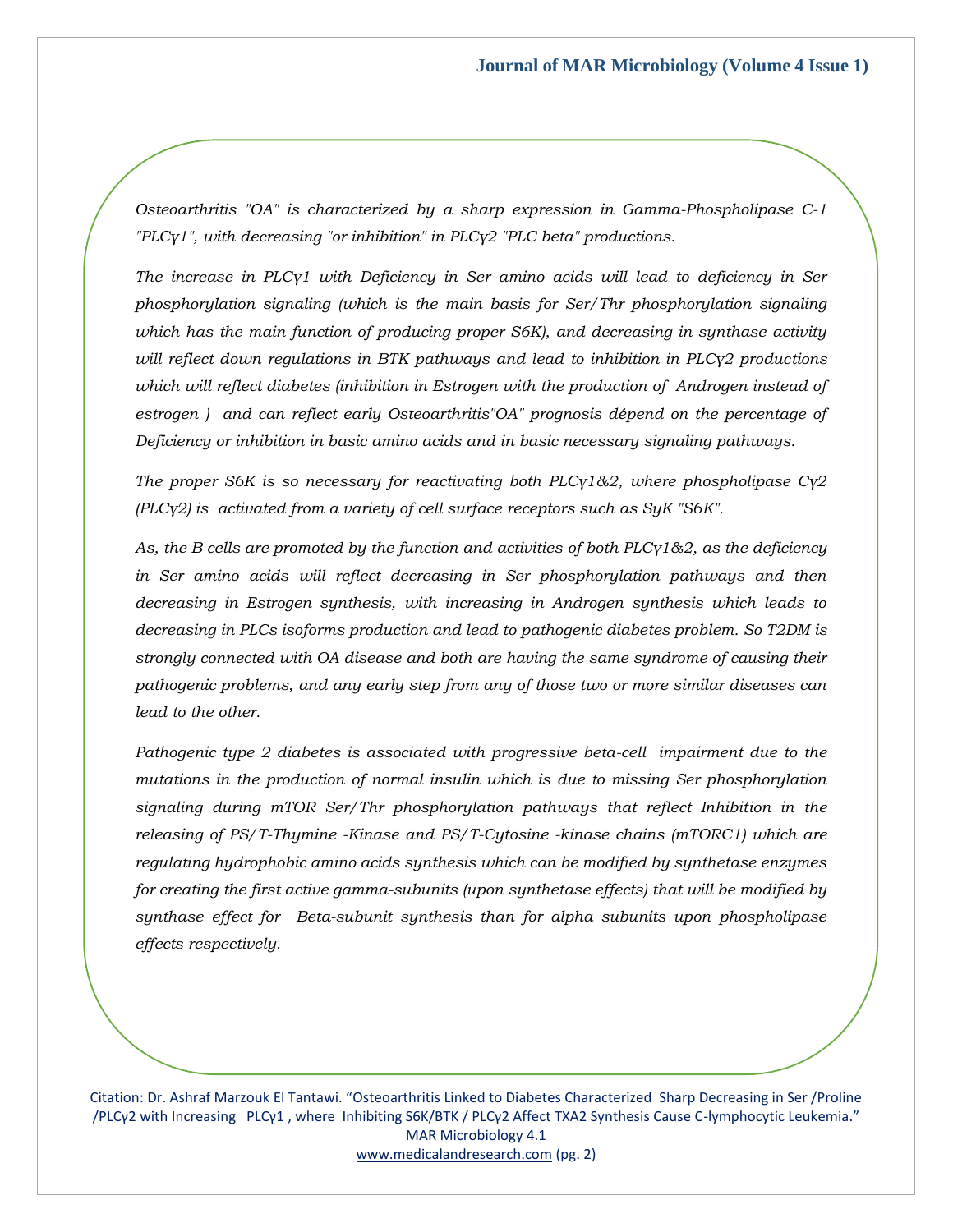*Osteoarthritis "OA" is characterized by a sharp expression in Gamma-Phospholipase C-1 "PLCγ1", with decreasing "or inhibition" in PLCγ2 "PLC beta" productions.*

*The increase in PLCγ1 with Deficiency in Ser amino acids will lead to deficiency in Ser phosphorylation signaling (which is the main basis for Ser/Thr phosphorylation signaling which has the main function of producing proper S6K), and decreasing in synthase activity will reflect down regulations in BTK pathways and lead to inhibition in PLCγ2 productions which will reflect diabetes (inhibition in Estrogen with the production of Androgen instead of estrogen ) and can reflect early Osteoarthritis"OA" prognosis dépend on the percentage of Deficiency or inhibition in basic amino acids and in basic necessary signaling pathways.*

*The proper S6K is so necessary for reactivating both PLCγ1&2, where phospholipase Cγ2 (PLCγ2) is activated from a variety of cell surface receptors such as SyK "S6K".*

*As, the B cells are promoted by the function and activities of both PLCγ1&2, as the deficiency in Ser amino acids will reflect decreasing in Ser phosphorylation pathways and then decreasing in Estrogen synthesis, with increasing in Androgen synthesis which leads to decreasing in PLCs isoforms production and lead to pathogenic diabetes problem. So T2DM is strongly connected with OA disease and both are having the same syndrome of causing their pathogenic problems, and any early step from any of those two or more similar diseases can lead to the other.*

*Pathogenic type 2 diabetes is associated with progressive beta-cell impairment due to the mutations in the production of normal insulin which is due to missing Ser phosphorylation signaling during mTOR Ser/Thr phosphorylation pathways that reflect Inhibition in the releasing of PS/T-Thymine -Kinase and PS/T-Cytosine -kinase chains (mTORC1) which are regulating hydrophobic amino acids synthesis which can be modified by synthetase enzymes for creating the first active gamma-subunits (upon synthetase effects) that will be modified by synthase effect for Beta-subunit synthesis than for alpha subunits upon phospholipase effects respectively.*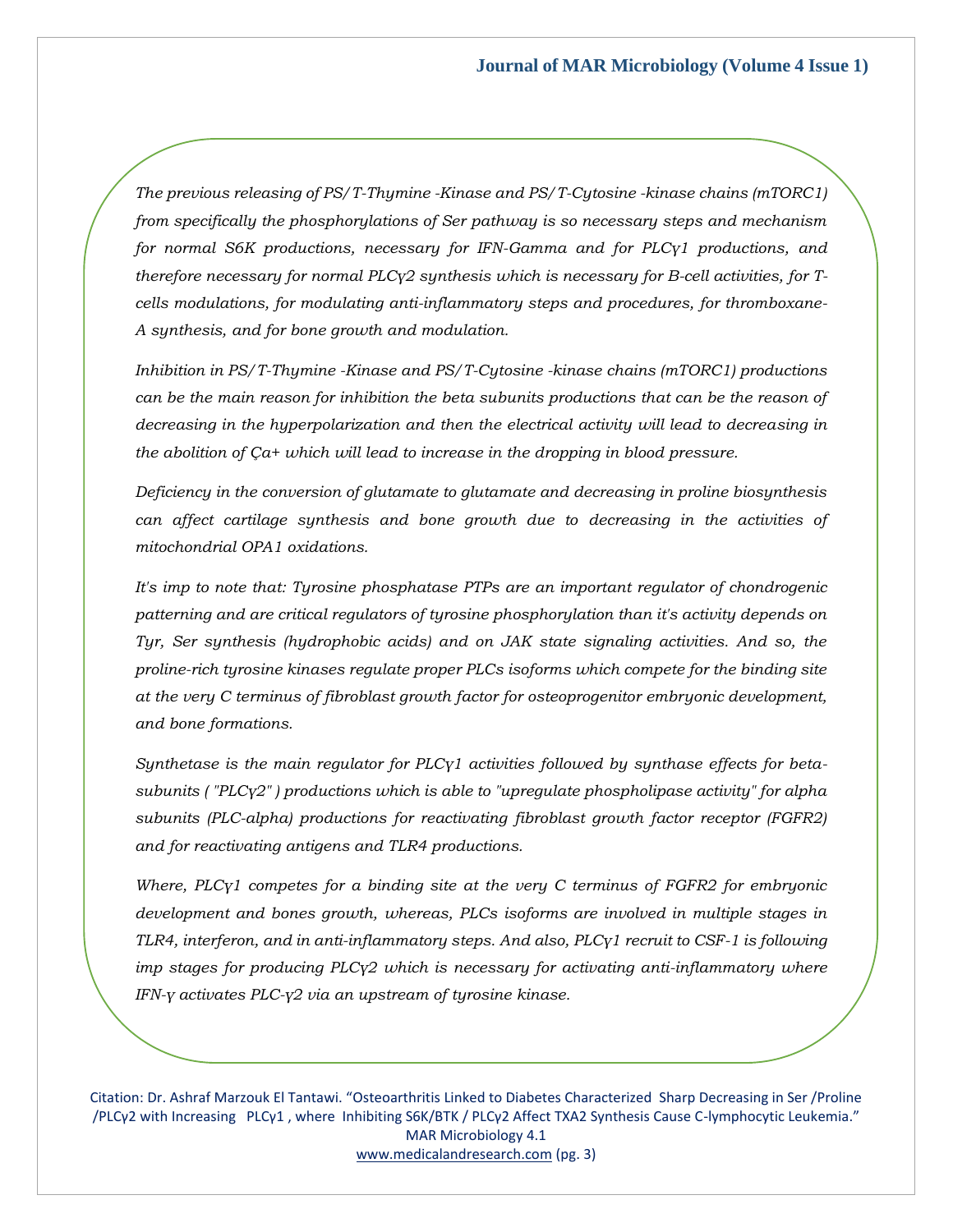*The previous releasing of PS/T-Thymine -Kinase and PS/T-Cytosine -kinase chains (mTORC1) from specifically the phosphorylations of Ser pathway is so necessary steps and mechanism for normal S6K productions, necessary for IFN-Gamma and for PLCγ1 productions, and therefore necessary for normal PLCγ2 synthesis which is necessary for B-cell activities, for T-cells modulations, for modulating anti-inflammatory steps and procedures, for thromboxane-A synthesis, and for bone growth and modulation.*

*Inhibition in PS/T-Thymine -Kinase and PS/T-Cytosine -kinase chains (mTORC1) productions can be the main reason for inhibition the beta subunits productions that can be the reason of decreasing in the hyperpolarization and then the electrical activity will lead to decreasing in the abolition of Ça+ which will lead to increase in the dropping in blood pressure.*

*Deficiency in the conversion of glutamate to glutamate and decreasing in proline biosynthesis can affect cartilage synthesis and bone growth due to decreasing in the activities of mitochondrial OPA1 oxidations.*

*It's imp to note that: Tyrosine phosphatase PTPs are an important regulator of chondrogenic patterning and are critical regulators of tyrosine phosphorylation than it's activity depends on Tyr, Ser synthesis (hydrophobic acids) and on JAK state signaling activities. And so, the proline-rich tyrosine kinases regulate proper PLCs isoforms which compete for the binding site at the very C terminus of fibroblast growth factor for osteoprogenitor embryonic development, and bone formations.*

*Synthetase is the main regulator for PLCγ1 activities followed by synthase effects for beta-subunits ( "PLCγ2" ) productions which is able to "upregulate phospholipase activity" for alpha subunits (PLC-alpha) productions for reactivating fibroblast growth factor receptor (FGFR2) and for reactivating antigens and TLR4 productions.*

*Where, PLCγ1 competes for a binding site at the very C terminus of FGFR2 for embryonic development and bones growth, whereas, PLCs isoforms are involved in multiple stages in TLR4, interferon, and in anti-inflammatory steps. And also, PLCγ1 recruit to CSF-1 is following imp stages for producing PLCγ2 which is necessary for activating anti-inflammatory where IFN-γ activates PLC-γ2 via an upstream of tyrosine kinase.*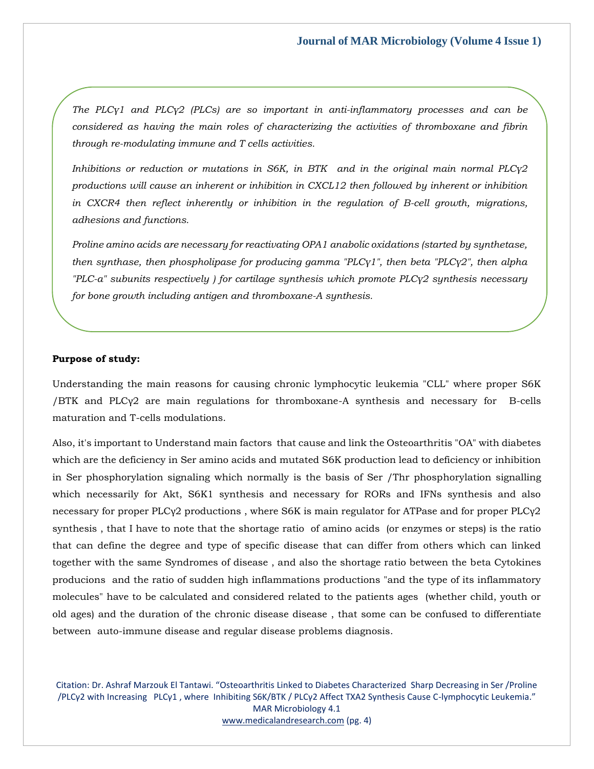*The PLCγ1 and PLCγ2 (PLCs) are so important in anti-inflammatory processes and can be considered as having the main roles of characterizing the activities of thromboxane and fibrin through re-modulating immune and T cells activities.*

*Inhibitions or reduction or mutations in S6K, in BTK and in the original main normal PLCγ2 productions will cause an inherent or inhibition in CXCL12 then followed by inherent or inhibition in CXCR4 then reflect inherently or inhibition in the regulation of B-cell growth, migrations, adhesions and functions.*

*Proline amino acids are necessary for reactivating OPA1 anabolic oxidations (started by synthetase, then synthase, then phospholipase for producing gamma "PLCγ1", then beta "PLCγ2", then alpha "PLC-a" subunits respectively ) for cartilage synthesis which promote PLCγ2 synthesis necessary for bone growth including antigen and thromboxane-A synthesis.*

**Purpose of study:**

Understanding the main reasons for causing chronic lymphocytic leukemia "CLL" where proper S6K /BTK and PLCγ2 are main regulations for thromboxane-A synthesis and necessary for B-cells maturation and T-cells modulations.

Also, it's important to Understand main factors that cause and link the Osteoarthritis "OA" with diabetes which are the deficiency in Ser amino acids and mutated S6K production lead to deficiency or inhibition in Ser phosphorylation signaling which normally is the basis of Ser /Thr phosphorylation signalling which necessarily for Akt, S6K1 synthesis and necessary for RORs and IFNs synthesis and also necessary for proper PLCγ2 productions , where S6K is main regulator for ATPase and for proper PLCγ2 synthesis , that I have to note that the shortage ratio of amino acids (or enzymes or steps) is the ratio that can define the degree and type of specific disease that can differ from others which can linked together with the same Syndromes of disease , and also the shortage ratio between the beta Cytokines producions and the ratio of sudden high inflammations productions "and the type of its inflammatory molecules" have to be calculated and considered related to the patients ages (whether child, youth or old ages) and the duration of the chronic disease disease , that some can be confused to differentiate between auto-immune disease and regular disease problems diagnosis.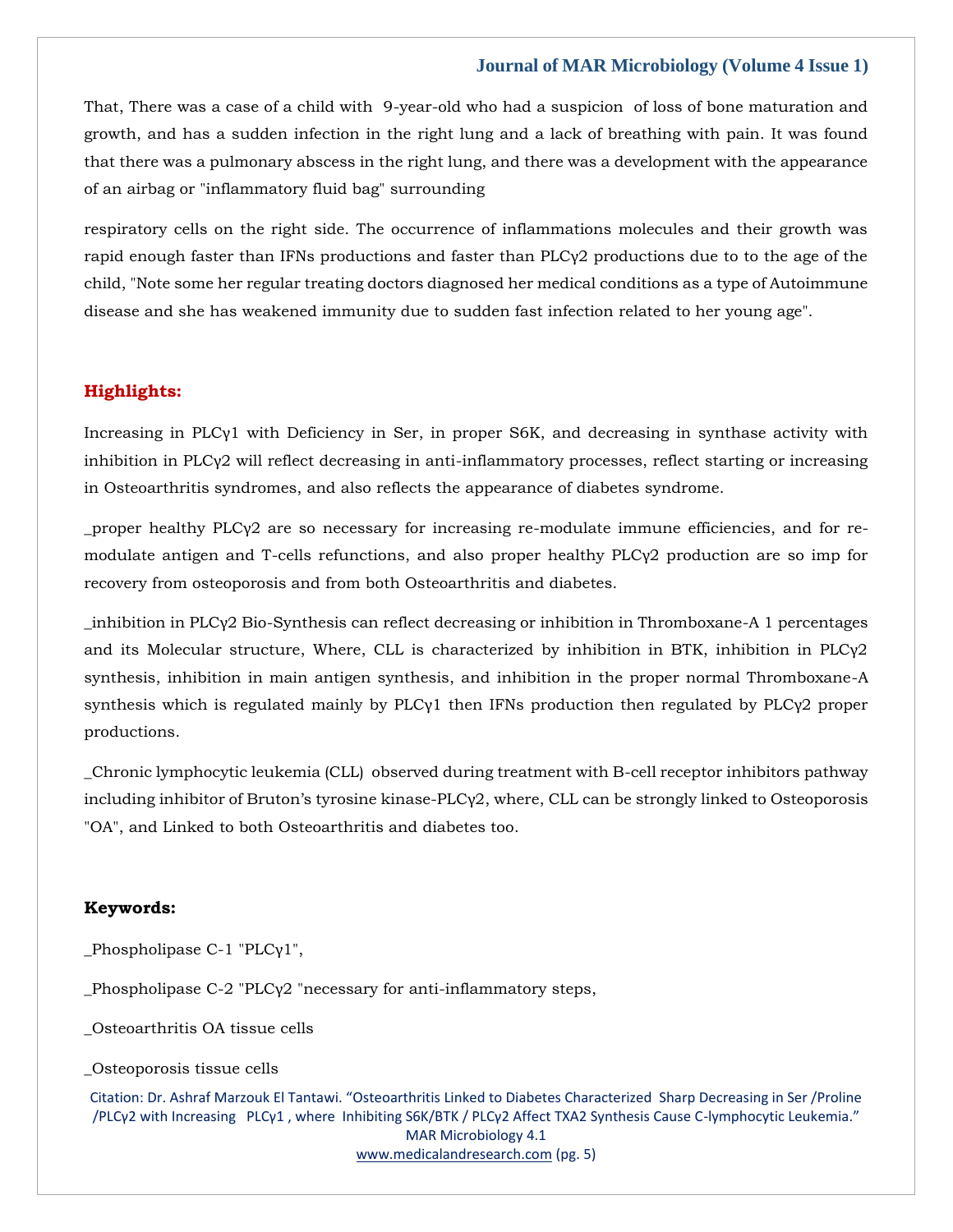That, There was a case of a child with 9-year-old who had a suspicion of loss of bone maturation and growth, and has a sudden infection in the right lung and a lack of breathing with pain. It was found that there was a pulmonary abscess in the right lung, and there was a development with the appearance of an airbag or "inflammatory fluid bag" surrounding

respiratory cells on the right side. The occurrence of inflammations molecules and their growth was rapid enough faster than IFNs productions and faster than PLCγ2 productions due to to the age of the child, "Note some her regular treating doctors diagnosed her medical conditions as a type of Autoimmune disease and she has weakened immunity due to sudden fast infection related to her young age".

## Highlights:

Increasing in PLCγ1 with Deficiency in Ser, in proper S6K, and decreasing in synthase activity with inhibition in PLCγ2 will reflect decreasing in anti-inflammatory processes, reflect starting or increasing in Osteoarthritis syndromes, and also reflects the appearance of diabetes syndrome.

_proper healthy PLCγ2 are so necessary for increasing re-modulate immune efficiencies, and for re-modulate antigen and T-cells refunctions, and also proper healthy PLCγ2 production are so imp for recovery from osteoporosis and from both Osteoarthritis and diabetes.

_inhibition in PLCγ2 Bio-Synthesis can reflect decreasing or inhibition in Thromboxane-A 1 percentages and its Molecular structure, Where, CLL is characterized by inhibition in BTK, inhibition in PLCγ2 synthesis, inhibition in main antigen synthesis, and inhibition in the proper normal Thromboxane-A synthesis which is regulated mainly by PLCγ1 then IFNs production then regulated by PLCγ2 proper productions.

_Chronic lymphocytic leukemia (CLL) observed during treatment with B-cell receptor inhibitors pathway including inhibitor of Bruton's tyrosine kinase-PLCγ2, where, CLL can be strongly linked to Osteoporosis "OA", and Linked to both Osteoarthritis and diabetes too.

## Keywords:

_Phospholipase C-1 "PLCγ1",

_Phospholipase C-2 "PLCγ2 "necessary for anti-inflammatory steps,

_Osteoarthritis OA tissue cells

_Osteoporosis tissue cells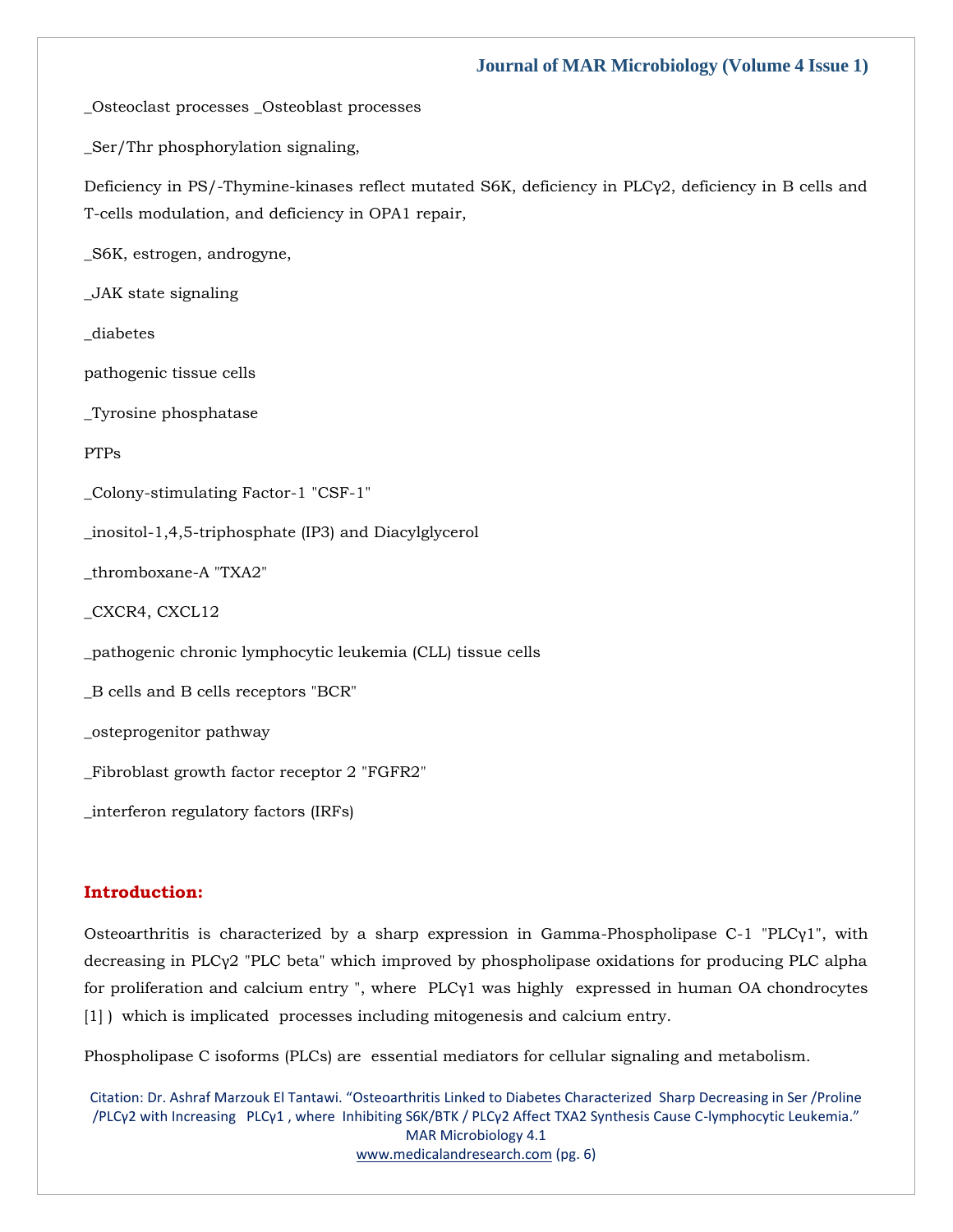_Osteoclast processes _Osteoblast processes

_Ser/Thr phosphorylation signaling,

Deficiency in PS/-Thymine-kinases reflect mutated S6K, deficiency in PLCγ2, deficiency in B cells and T-cells modulation, and deficiency in OPA1 repair,

_S6K, estrogen, androgyne,

_JAK state signaling

_diabetes

pathogenic tissue cells

_Tyrosine phosphatase

PTPs

_Colony-stimulating Factor-1 "CSF-1"

_inositol-1,4,5-triphosphate (IP3) and Diacylglycerol

_thromboxane-A "TXA2"

_CXCR4, CXCL12

_pathogenic chronic lymphocytic leukemia (CLL) tissue cells

_B cells and B cells receptors "BCR"

_osteprogenitor pathway

_Fibroblast growth factor receptor 2 "FGFR2"

_interferon regulatory factors (IRFs)

## Introduction:

Osteoarthritis is characterized by a sharp expression in Gamma-Phospholipase C-1 "PLCγ1", with decreasing in PLCγ2 "PLC beta" which improved by phospholipase oxidations for producing PLC alpha for proliferation and calcium entry ", where PLCγ1 was highly expressed in human OA chondrocytes [1] ) which is implicated processes including mitogenesis and calcium entry.

Phospholipase C isoforms (PLCs) are essential mediators for cellular signaling and metabolism.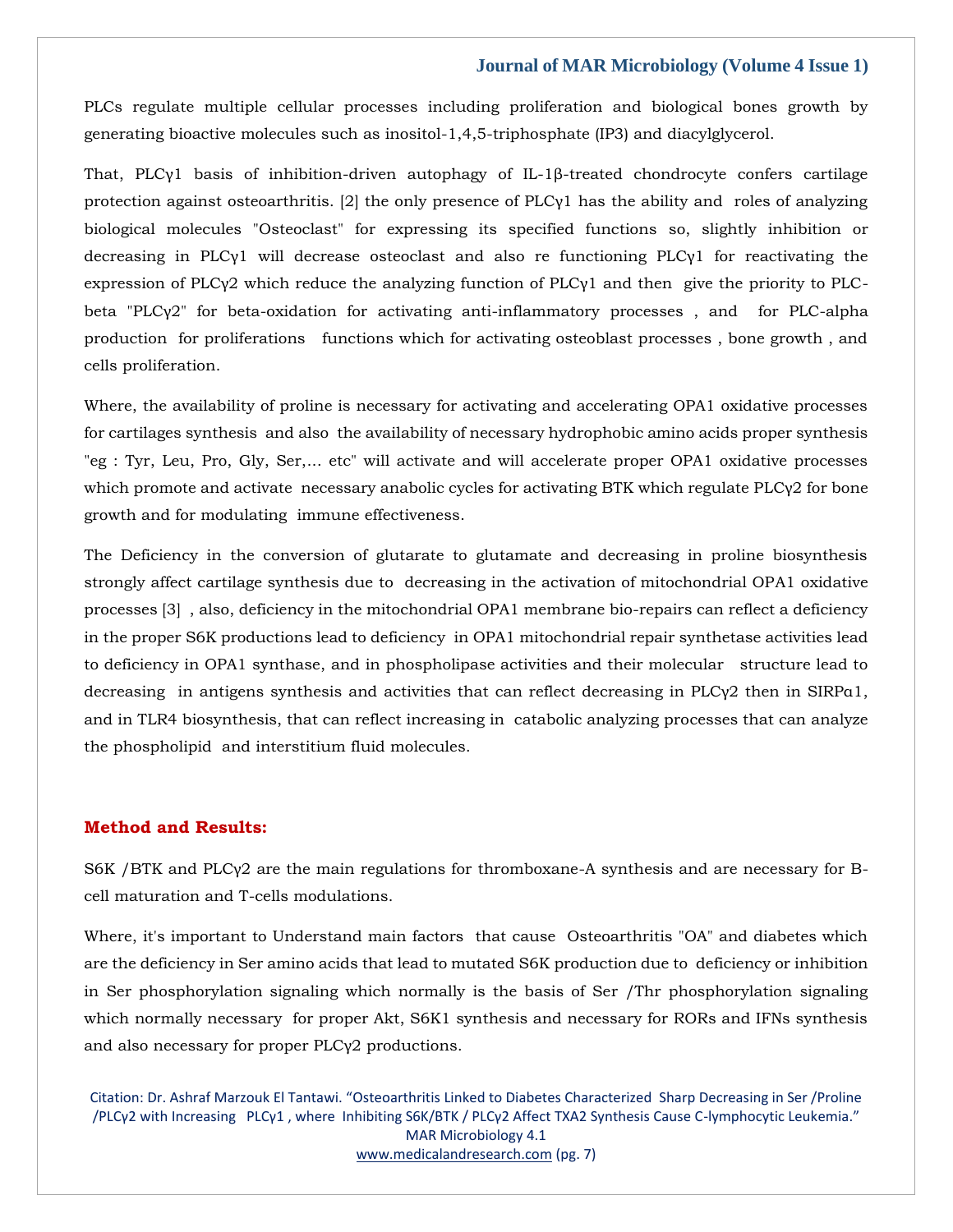PLCs regulate multiple cellular processes including proliferation and biological bones growth by generating bioactive molecules such as inositol-1,4,5-triphosphate (IP3) and diacylglycerol.

That, PLCγ1 basis of inhibition-driven autophagy of IL-1β-treated chondrocyte confers cartilage protection against osteoarthritis. [2] the only presence of PLCγ1 has the ability and roles of analyzing biological molecules "Osteoclast" for expressing its specified functions so, slightly inhibition or decreasing in PLCγ1 will decrease osteoclast and also re functioning PLCγ1 for reactivating the expression of PLCγ2 which reduce the analyzing function of PLCγ1 and then give the priority to PLC-beta "PLCγ2" for beta-oxidation for activating anti-inflammatory processes , and for PLC-alpha production for proliferations functions which for activating osteoblast processes , bone growth , and cells proliferation.

Where, the availability of proline is necessary for activating and accelerating OPA1 oxidative processes for cartilages synthesis and also the availability of necessary hydrophobic amino acids proper synthesis "eg : Tyr, Leu, Pro, Gly, Ser,… etc" will activate and will accelerate proper OPA1 oxidative processes which promote and activate necessary anabolic cycles for activating BTK which regulate PLCγ2 for bone growth and for modulating immune effectiveness.

The Deficiency in the conversion of glutarate to glutamate and decreasing in proline biosynthesis strongly affect cartilage synthesis due to decreasing in the activation of mitochondrial OPA1 oxidative processes [3] , also, deficiency in the mitochondrial OPA1 membrane bio-repairs can reflect a deficiency in the proper S6K productions lead to deficiency in OPA1 mitochondrial repair synthetase activities lead to deficiency in OPA1 synthase, and in phospholipase activities and their molecular structure lead to decreasing in antigens synthesis and activities that can reflect decreasing in PLCγ2 then in SIRPα1, and in TLR4 biosynthesis, that can reflect increasing in catabolic analyzing processes that can analyze the phospholipid and interstitium fluid molecules.

## Method and Results:

S6K /BTK and PLCγ2 are the main regulations for thromboxane-A synthesis and are necessary for B-cell maturation and T-cells modulations.

Where, it's important to Understand main factors that cause Osteoarthritis "OA" and diabetes which are the deficiency in Ser amino acids that lead to mutated S6K production due to deficiency or inhibition in Ser phosphorylation signaling which normally is the basis of Ser /Thr phosphorylation signaling which normally necessary for proper Akt, S6K1 synthesis and necessary for RORs and IFNs synthesis and also necessary for proper PLCγ2 productions.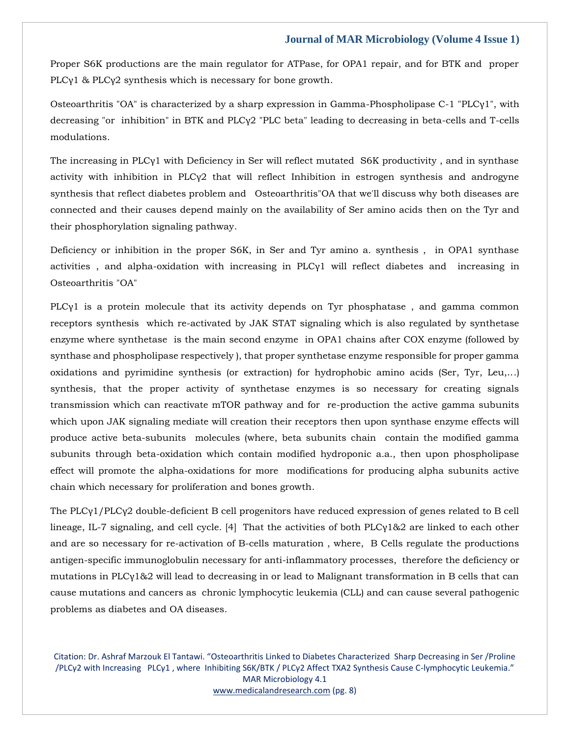Proper S6K productions are the main regulator for ATPase, for OPA1 repair, and for BTK and proper PLCγ1 & PLCγ2 synthesis which is necessary for bone growth.

Osteoarthritis "OA" is characterized by a sharp expression in Gamma-Phospholipase C-1 "PLCγ1", with decreasing "or inhibition" in BTK and PLCγ2 "PLC beta" leading to decreasing in beta-cells and T-cells modulations.

The increasing in PLCγ1 with Deficiency in Ser will reflect mutated S6K productivity , and in synthase activity with inhibition in PLCγ2 that will reflect Inhibition in estrogen synthesis and androgyne synthesis that reflect diabetes problem and Osteoarthritis"OA that we'll discuss why both diseases are connected and their causes depend mainly on the availability of Ser amino acids then on the Tyr and their phosphorylation signaling pathway.

Deficiency or inhibition in the proper S6K, in Ser and Tyr amino a. synthesis , in OPA1 synthase activities , and alpha-oxidation with increasing in PLCγ1 will reflect diabetes and increasing in Osteoarthritis "OA"

PLCγ1 is a protein molecule that its activity depends on Tyr phosphatase , and gamma common receptors synthesis which re-activated by JAK STAT signaling which is also regulated by synthetase enzyme where synthetase is the main second enzyme in OPA1 chains after COX enzyme (followed by synthase and phospholipase respectively ), that proper synthetase enzyme responsible for proper gamma oxidations and pyrimidine synthesis (or extraction) for hydrophobic amino acids (Ser, Tyr, Leu,…) synthesis, that the proper activity of synthetase enzymes is so necessary for creating signals transmission which can reactivate mTOR pathway and for re-production the active gamma subunits which upon JAK signaling mediate will creation their receptors then upon synthase enzyme effects will produce active beta-subunits molecules (where, beta subunits chain contain the modified gamma subunits through beta-oxidation which contain modified hydroponic a.a., then upon phospholipase effect will promote the alpha-oxidations for more modifications for producing alpha subunits active chain which necessary for proliferation and bones growth.

The PLCγ1/PLCγ2 double-deficient B cell progenitors have reduced expression of genes related to B cell lineage, IL-7 signaling, and cell cycle. [4] That the activities of both PLCγ1&2 are linked to each other and are so necessary for re-activation of B-cells maturation , where, B Cells regulate the productions antigen-specific immunoglobulin necessary for anti-inflammatory processes, therefore the deficiency or mutations in PLCγ1&2 will lead to decreasing in or lead to Malignant transformation in B cells that can cause mutations and cancers as chronic lymphocytic leukemia (CLL) and can cause several pathogenic problems as diabetes and OA diseases.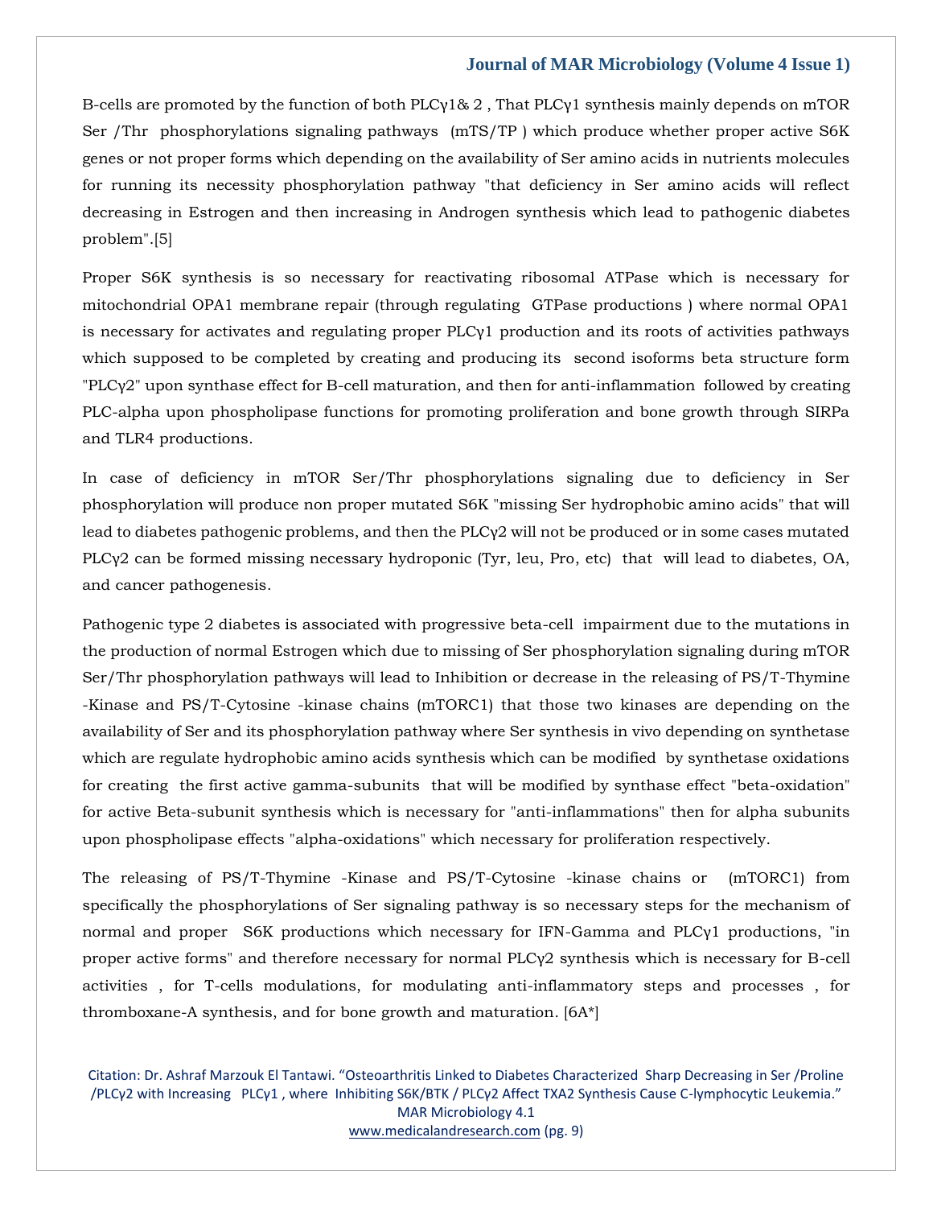B-cells are promoted by the function of both PLCγ1& 2 , That PLCγ1 synthesis mainly depends on mTOR Ser /Thr phosphorylations signaling pathways (mTS/TP ) which produce whether proper active S6K genes or not proper forms which depending on the availability of Ser amino acids in nutrients molecules for running its necessity phosphorylation pathway "that deficiency in Ser amino acids will reflect decreasing in Estrogen and then increasing in Androgen synthesis which lead to pathogenic diabetes problem".[5]

Proper S6K synthesis is so necessary for reactivating ribosomal ATPase which is necessary for mitochondrial OPA1 membrane repair (through regulating GTPase productions ) where normal OPA1 is necessary for activates and regulating proper PLCγ1 production and its roots of activities pathways which supposed to be completed by creating and producing its second isoforms beta structure form "PLCγ2" upon synthase effect for B-cell maturation, and then for anti-inflammation followed by creating PLC-alpha upon phospholipase functions for promoting proliferation and bone growth through SIRPa and TLR4 productions.

In case of deficiency in mTOR Ser/Thr phosphorylations signaling due to deficiency in Ser phosphorylation will produce non proper mutated S6K "missing Ser hydrophobic amino acids" that will lead to diabetes pathogenic problems, and then the PLCγ2 will not be produced or in some cases mutated PLCγ2 can be formed missing necessary hydroponic (Tyr, leu, Pro, etc) that will lead to diabetes, OA, and cancer pathogenesis.

Pathogenic type 2 diabetes is associated with progressive beta-cell impairment due to the mutations in the production of normal Estrogen which due to missing of Ser phosphorylation signaling during mTOR Ser/Thr phosphorylation pathways will lead to Inhibition or decrease in the releasing of PS/T-Thymine -Kinase and PS/T-Cytosine -kinase chains (mTORC1) that those two kinases are depending on the availability of Ser and its phosphorylation pathway where Ser synthesis in vivo depending on synthetase which are regulate hydrophobic amino acids synthesis which can be modified by synthetase oxidations for creating the first active gamma-subunits that will be modified by synthase effect "beta-oxidation" for active Beta-subunit synthesis which is necessary for "anti-inflammations" then for alpha subunits upon phospholipase effects "alpha-oxidations" which necessary for proliferation respectively.

The releasing of PS/T-Thymine -Kinase and PS/T-Cytosine -kinase chains or (mTORC1) from specifically the phosphorylations of Ser signaling pathway is so necessary steps for the mechanism of normal and proper S6K productions which necessary for IFN-Gamma and PLCγ1 productions, "in proper active forms" and therefore necessary for normal PLCγ2 synthesis which is necessary for B-cell activities , for T-cells modulations, for modulating anti-inflammatory steps and processes , for thromboxane-A synthesis, and for bone growth and maturation. [6A*]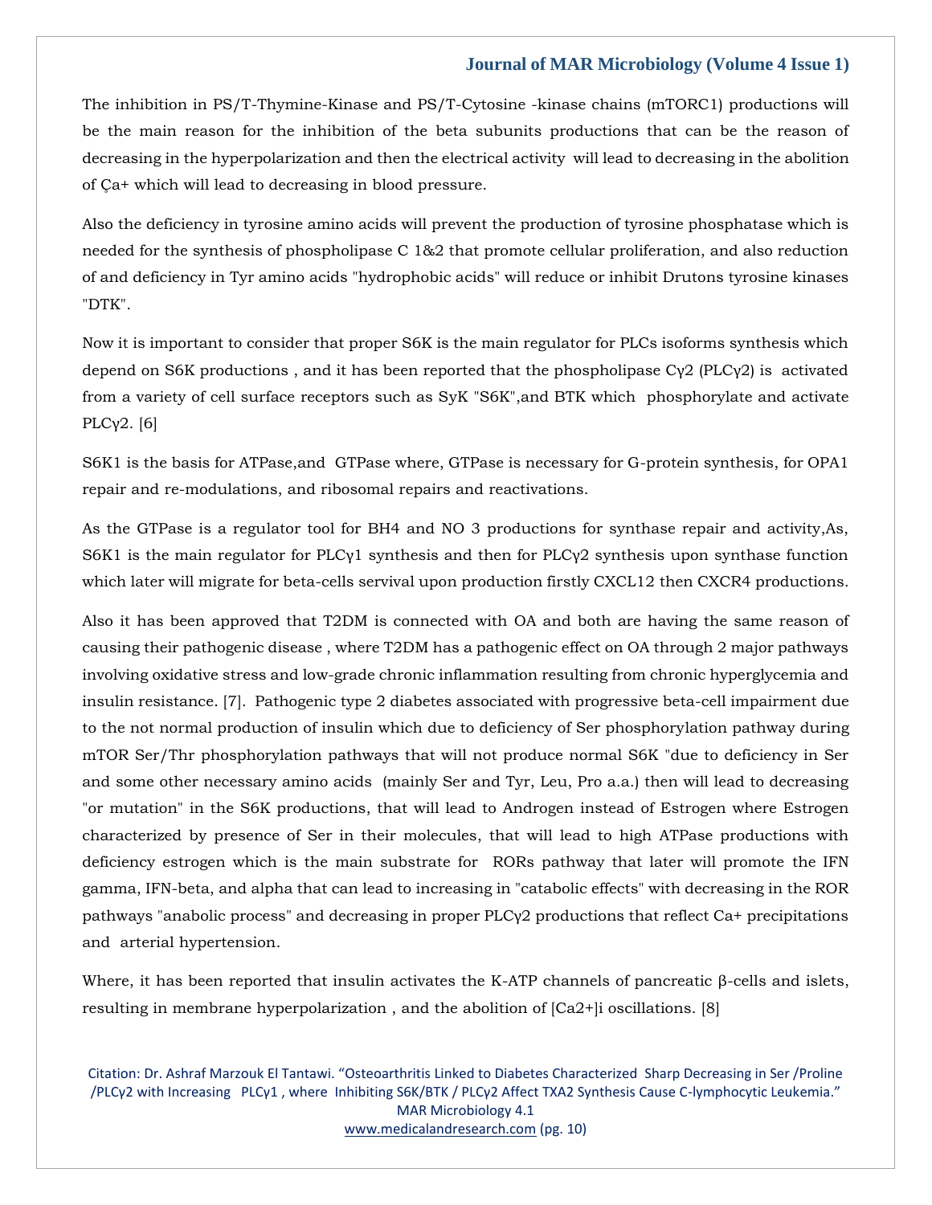The inhibition in PS/T-Thymine-Kinase and PS/T-Cytosine -kinase chains (mTORC1) productions will be the main reason for the inhibition of the beta subunits productions that can be the reason of decreasing in the hyperpolarization and then the electrical activity will lead to decreasing in the abolition of Ça+ which will lead to decreasing in blood pressure.

Also the deficiency in tyrosine amino acids will prevent the production of tyrosine phosphatase which is needed for the synthesis of phospholipase C 1&2 that promote cellular proliferation, and also reduction of and deficiency in Tyr amino acids "hydrophobic acids" will reduce or inhibit Drutons tyrosine kinases "DTK".

Now it is important to consider that proper S6K is the main regulator for PLCs isoforms synthesis which depend on S6K productions , and it has been reported that the phospholipase Cγ2 (PLCγ2) is activated from a variety of cell surface receptors such as SyK "S6K",and BTK which phosphorylate and activate PLCγ2. [6]

S6K1 is the basis for ATPase,and GTPase where, GTPase is necessary for G-protein synthesis, for OPA1 repair and re-modulations, and ribosomal repairs and reactivations.

As the GTPase is a regulator tool for BH4 and NO 3 productions for synthase repair and activity,As, S6K1 is the main regulator for PLCγ1 synthesis and then for PLCγ2 synthesis upon synthase function which later will migrate for beta-cells servival upon production firstly CXCL12 then CXCR4 productions.

Also it has been approved that T2DM is connected with OA and both are having the same reason of causing their pathogenic disease , where T2DM has a pathogenic effect on OA through 2 major pathways involving oxidative stress and low-grade chronic inflammation resulting from chronic hyperglycemia and insulin resistance. [7]. Pathogenic type 2 diabetes associated with progressive beta-cell impairment due to the not normal production of insulin which due to deficiency of Ser phosphorylation pathway during mTOR Ser/Thr phosphorylation pathways that will not produce normal S6K "due to deficiency in Ser and some other necessary amino acids (mainly Ser and Tyr, Leu, Pro a.a.) then will lead to decreasing "or mutation" in the S6K productions, that will lead to Androgen instead of Estrogen where Estrogen characterized by presence of Ser in their molecules, that will lead to high ATPase productions with deficiency estrogen which is the main substrate for RORs pathway that later will promote the IFN gamma, IFN-beta, and alpha that can lead to increasing in "catabolic effects" with decreasing in the ROR pathways "anabolic process" and decreasing in proper PLCγ2 productions that reflect Ca+ precipitations and arterial hypertension.

Where, it has been reported that insulin activates the K-ATP channels of pancreatic β-cells and islets, resulting in membrane hyperpolarization , and the abolition of $[Ca2+]i$ oscillations. [8]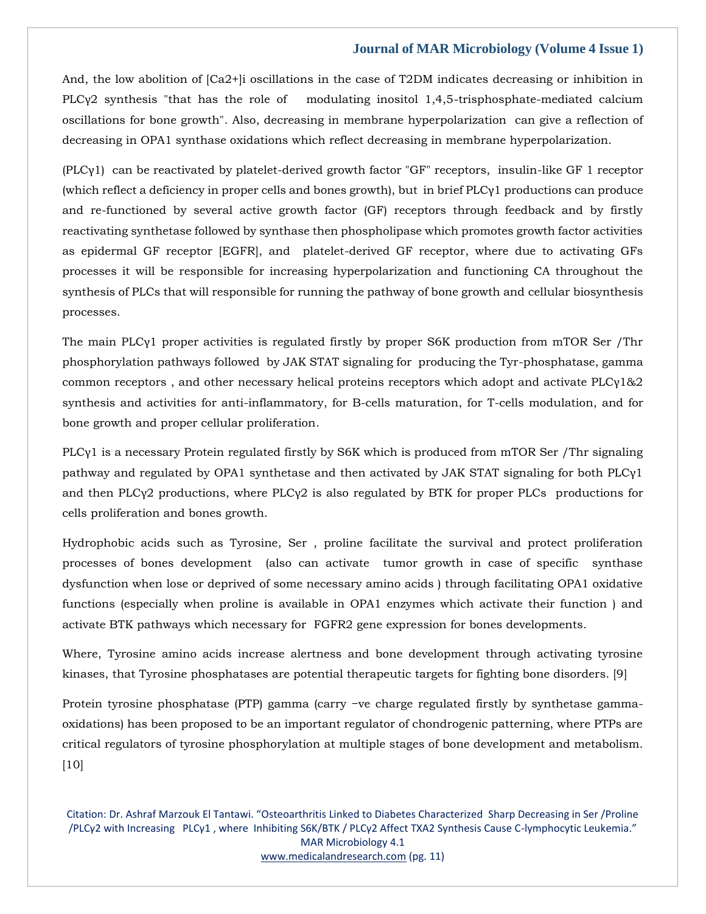And, the low abolition of $[Ca^{2+}]i$ oscillations in the case of T2DM indicates decreasing or inhibition in PLCγ2 synthesis "that has the role of modulating inositol 1,4,5-trisphosphate-mediated calcium oscillations for bone growth". Also, decreasing in membrane hyperpolarization can give a reflection of decreasing in OPA1 synthase oxidations which reflect decreasing in membrane hyperpolarization.

(PLCγ1) can be reactivated by platelet-derived growth factor "GF" receptors, insulin-like GF 1 receptor (which reflect a deficiency in proper cells and bones growth), but in brief PLCγ1 productions can produce and re-functioned by several active growth factor (GF) receptors through feedback and by firstly reactivating synthetase followed by synthase then phospholipase which promotes growth factor activities as epidermal GF receptor [EGFR], and platelet-derived GF receptor, where due to activating GFs processes it will be responsible for increasing hyperpolarization and functioning CA throughout the synthesis of PLCs that will responsible for running the pathway of bone growth and cellular biosynthesis processes.

The main PLCγ1 proper activities is regulated firstly by proper S6K production from mTOR Ser /Thr phosphorylation pathways followed by JAK STAT signaling for producing the Tyr-phosphatase, gamma common receptors , and other necessary helical proteins receptors which adopt and activate PLCγ1&2 synthesis and activities for anti-inflammatory, for B-cells maturation, for T-cells modulation, and for bone growth and proper cellular proliferation.

PLCγ1 is a necessary Protein regulated firstly by S6K which is produced from mTOR Ser /Thr signaling pathway and regulated by OPA1 synthetase and then activated by JAK STAT signaling for both PLCγ1 and then PLCγ2 productions, where PLCγ2 is also regulated by BTK for proper PLCs productions for cells proliferation and bones growth.

Hydrophobic acids such as Tyrosine, Ser , proline facilitate the survival and protect proliferation processes of bones development (also can activate tumor growth in case of specific synthase dysfunction when lose or deprived of some necessary amino acids ) through facilitating OPA1 oxidative functions (especially when proline is available in OPA1 enzymes which activate their function ) and activate BTK pathways which necessary for FGFR2 gene expression for bones developments.

Where, Tyrosine amino acids increase alertness and bone development through activating tyrosine kinases, that Tyrosine phosphatases are potential therapeutic targets for fighting bone disorders. [9]

Protein tyrosine phosphatase (PTP) gamma (carry −ve charge regulated firstly by synthetase gamma-oxidations) has been proposed to be an important regulator of chondrogenic patterning, where PTPs are critical regulators of tyrosine phosphorylation at multiple stages of bone development and metabolism. [10]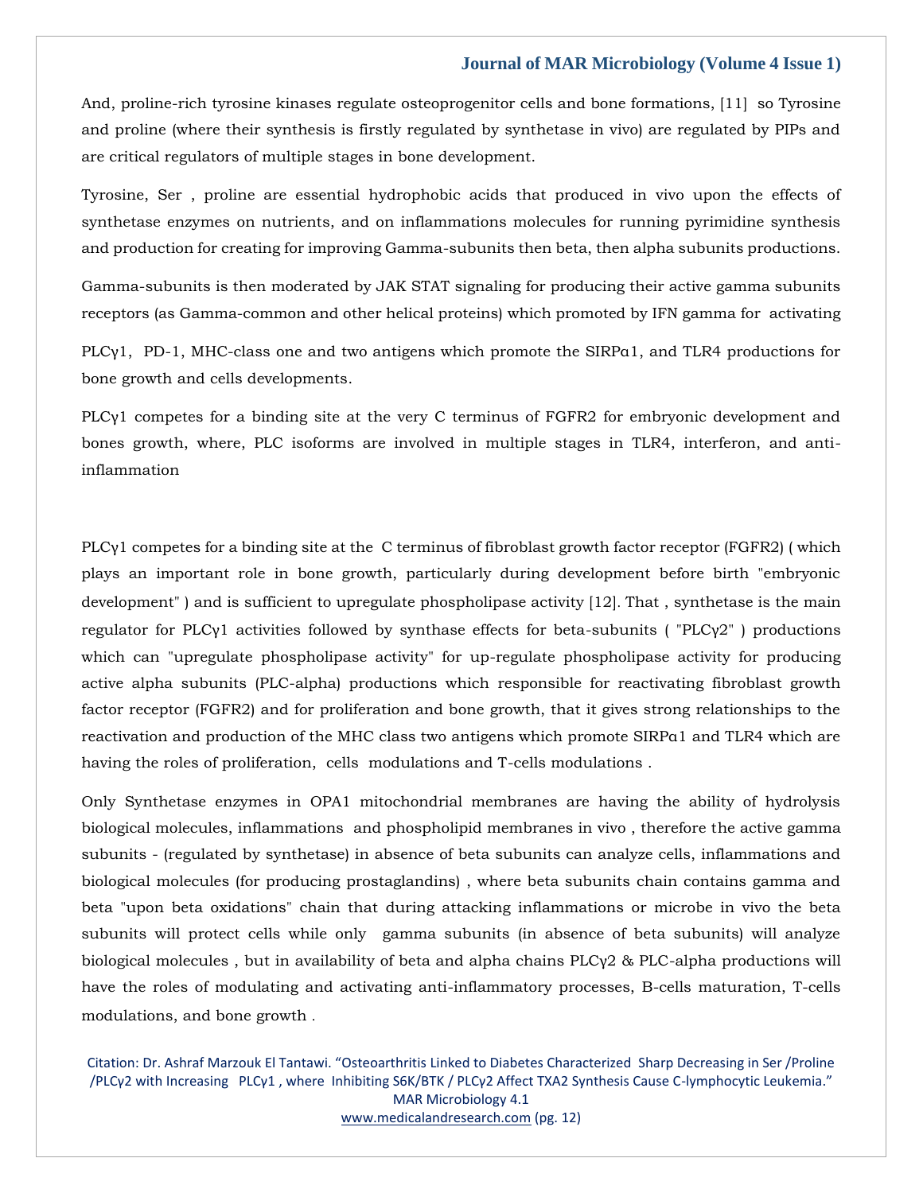And, proline-rich tyrosine kinases regulate osteoprogenitor cells and bone formations, [11] so Tyrosine and proline (where their synthesis is firstly regulated by synthetase in vivo) are regulated by PIPs and are critical regulators of multiple stages in bone development.

Tyrosine, Ser , proline are essential hydrophobic acids that produced in vivo upon the effects of synthetase enzymes on nutrients, and on inflammations molecules for running pyrimidine synthesis and production for creating for improving Gamma-subunits then beta, then alpha subunits productions.

Gamma-subunits is then moderated by JAK STAT signaling for producing their active gamma subunits receptors (as Gamma-common and other helical proteins) which promoted by IFN gamma for activating

PLCγ1, PD-1, MHC-class one and two antigens which promote the SIRPα1, and TLR4 productions for bone growth and cells developments.

PLCγ1 competes for a binding site at the very C terminus of FGFR2 for embryonic development and bones growth, where, PLC isoforms are involved in multiple stages in TLR4, interferon, and anti-inflammation

PLCγ1 competes for a binding site at the C terminus of fibroblast growth factor receptor (FGFR2) ( which plays an important role in bone growth, particularly during development before birth "embryonic development" ) and is sufficient to upregulate phospholipase activity [12]. That , synthetase is the main regulator for PLCγ1 activities followed by synthase effects for beta-subunits ( "PLCγ2" ) productions which can "upregulate phospholipase activity" for up-regulate phospholipase activity for producing active alpha subunits (PLC-alpha) productions which responsible for reactivating fibroblast growth factor receptor (FGFR2) and for proliferation and bone growth, that it gives strong relationships to the reactivation and production of the MHC class two antigens which promote SIRPα1 and TLR4 which are having the roles of proliferation, cells modulations and T-cells modulations .

Only Synthetase enzymes in OPA1 mitochondrial membranes are having the ability of hydrolysis biological molecules, inflammations and phospholipid membranes in vivo , therefore the active gamma subunits - (regulated by synthetase) in absence of beta subunits can analyze cells, inflammations and biological molecules (for producing prostaglandins) , where beta subunits chain contains gamma and beta "upon beta oxidations" chain that during attacking inflammations or microbe in vivo the beta subunits will protect cells while only gamma subunits (in absence of beta subunits) will analyze biological molecules , but in availability of beta and alpha chains PLCγ2 & PLC-alpha productions will have the roles of modulating and activating anti-inflammatory processes, B-cells maturation, T-cells modulations, and bone growth .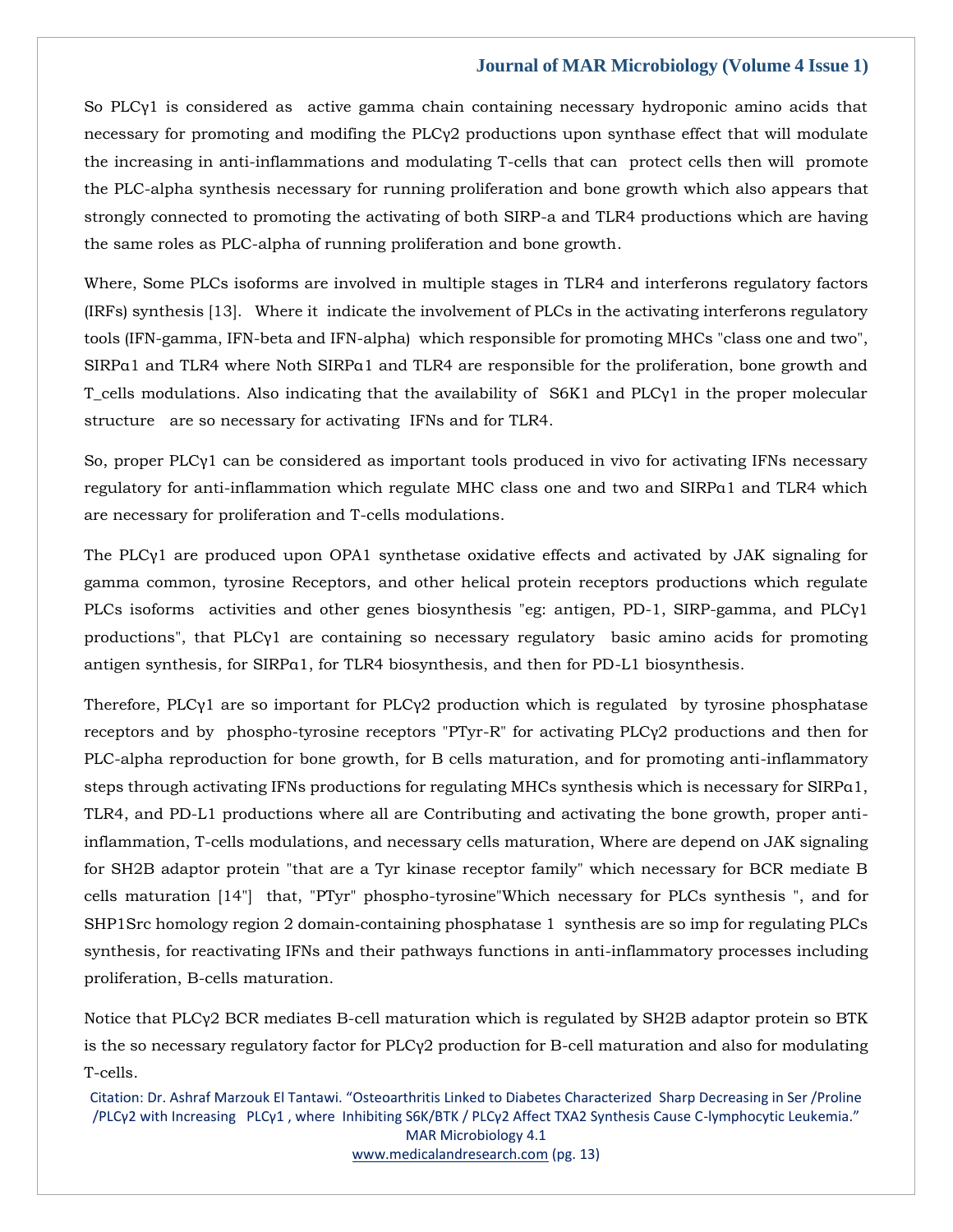So PLCγ1 is considered as active gamma chain containing necessary hydroponic amino acids that necessary for promoting and modifing the PLCγ2 productions upon synthase effect that will modulate the increasing in anti-inflammations and modulating T-cells that can protect cells then will promote the PLC-alpha synthesis necessary for running proliferation and bone growth which also appears that strongly connected to promoting the activating of both SIRP-a and TLR4 productions which are having the same roles as PLC-alpha of running proliferation and bone growth.

Where, Some PLCs isoforms are involved in multiple stages in TLR4 and interferons regulatory factors (IRFs) synthesis [13]. Where it indicate the involvement of PLCs in the activating interferons regulatory tools (IFN-gamma, IFN-beta and IFN-alpha) which responsible for promoting MHCs "class one and two", SIRPα1 and TLR4 where Noth SIRPα1 and TLR4 are responsible for the proliferation, bone growth and T_cells modulations. Also indicating that the availability of S6K1 and PLCγ1 in the proper molecular structure are so necessary for activating IFNs and for TLR4.

So, proper PLCγ1 can be considered as important tools produced in vivo for activating IFNs necessary regulatory for anti-inflammation which regulate MHC class one and two and SIRPα1 and TLR4 which are necessary for proliferation and T-cells modulations.

The PLCγ1 are produced upon OPA1 synthetase oxidative effects and activated by JAK signaling for gamma common, tyrosine Receptors, and other helical protein receptors productions which regulate PLCs isoforms activities and other genes biosynthesis "eg: antigen, PD-1, SIRP-gamma, and PLCγ1 productions", that PLCγ1 are containing so necessary regulatory basic amino acids for promoting antigen synthesis, for SIRPα1, for TLR4 biosynthesis, and then for PD-L1 biosynthesis.

Therefore, PLCγ1 are so important for PLCγ2 production which is regulated by tyrosine phosphatase receptors and by phospho-tyrosine receptors "PTyr-R" for activating PLCγ2 productions and then for PLC-alpha reproduction for bone growth, for B cells maturation, and for promoting anti-inflammatory steps through activating IFNs productions for regulating MHCs synthesis which is necessary for SIRPα1, TLR4, and PD-L1 productions where all are Contributing and activating the bone growth, proper anti-inflammation, T-cells modulations, and necessary cells maturation, Where are depend on JAK signaling for SH2B adaptor protein "that are a Tyr kinase receptor family" which necessary for BCR mediate B cells maturation [14"] that, "PTyr" phospho-tyrosine"Which necessary for PLCs synthesis ", and for SHP1Src homology region 2 domain-containing phosphatase 1 synthesis are so imp for regulating PLCs synthesis, for reactivating IFNs and their pathways functions in anti-inflammatory processes including proliferation, B-cells maturation.

Notice that PLCγ2 BCR mediates B-cell maturation which is regulated by SH2B adaptor protein so BTK is the so necessary regulatory factor for PLCγ2 production for B-cell maturation and also for modulating T-cells.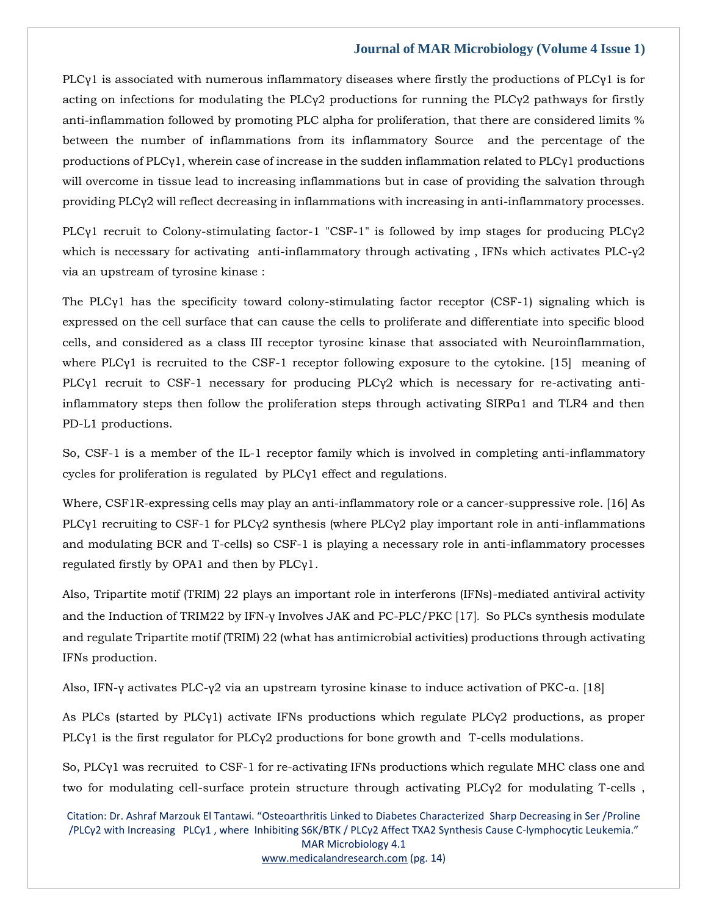PLCγ1 is associated with numerous inflammatory diseases where firstly the productions of PLCγ1 is for acting on infections for modulating the PLCγ2 productions for running the PLCγ2 pathways for firstly anti-inflammation followed by promoting PLC alpha for proliferation, that there are considered limits % between the number of inflammations from its inflammatory Source and the percentage of the productions of PLCγ1, wherein case of increase in the sudden inflammation related to PLCγ1 productions will overcome in tissue lead to increasing inflammations but in case of providing the salvation through providing PLCγ2 will reflect decreasing in inflammations with increasing in anti-inflammatory processes.

PLCγ1 recruit to Colony-stimulating factor-1 "CSF-1" is followed by imp stages for producing PLCγ2 which is necessary for activating anti-inflammatory through activating , IFNs which activates PLC-γ2 via an upstream of tyrosine kinase :

The PLCγ1 has the specificity toward colony-stimulating factor receptor (CSF-1) signaling which is expressed on the cell surface that can cause the cells to proliferate and differentiate into specific blood cells, and considered as a class III receptor tyrosine kinase that associated with Neuroinflammation, where PLCγ1 is recruited to the CSF-1 receptor following exposure to the cytokine. [15] meaning of PLCγ1 recruit to CSF-1 necessary for producing PLCγ2 which is necessary for re-activating anti-inflammatory steps then follow the proliferation steps through activating SIRPα1 and TLR4 and then PD-L1 productions.

So, CSF-1 is a member of the IL-1 receptor family which is involved in completing anti-inflammatory cycles for proliferation is regulated by PLCγ1 effect and regulations.

Where, CSF1R-expressing cells may play an anti-inflammatory role or a cancer-suppressive role. [16] As PLCγ1 recruiting to CSF-1 for PLCγ2 synthesis (where PLCγ2 play important role in anti-inflammations and modulating BCR and T-cells) so CSF-1 is playing a necessary role in anti-inflammatory processes regulated firstly by OPA1 and then by PLCγ1.

Also, Tripartite motif (TRIM) 22 plays an important role in interferons (IFNs)-mediated antiviral activity and the Induction of TRIM22 by IFN-γ Involves JAK and PC-PLC/PKC [17]. So PLCs synthesis modulate and regulate Tripartite motif (TRIM) 22 (what has antimicrobial activities) productions through activating IFNs production.

Also, IFN-γ activates PLC-γ2 via an upstream tyrosine kinase to induce activation of PKC-α. [18]

As PLCs (started by PLCγ1) activate IFNs productions which regulate PLCγ2 productions, as proper PLCγ1 is the first regulator for PLCγ2 productions for bone growth and T-cells modulations.

So, PLCγ1 was recruited to CSF-1 for re-activating IFNs productions which regulate MHC class one and two for modulating cell-surface protein structure through activating PLCγ2 for modulating T-cells ,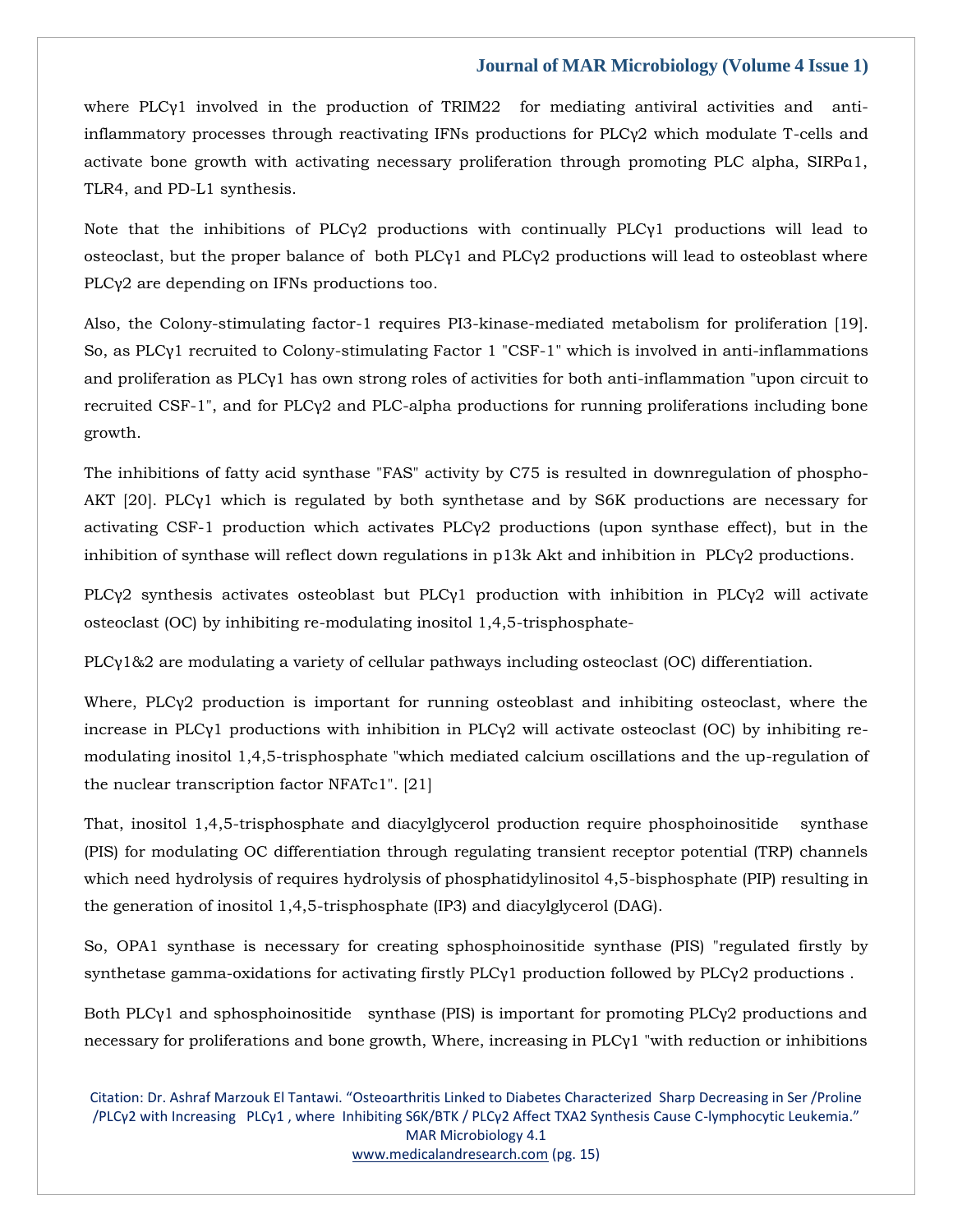where PLCγ1 involved in the production of TRIM22 for mediating antiviral activities and anti-inflammatory processes through reactivating IFNs productions for PLCγ2 which modulate T-cells and activate bone growth with activating necessary proliferation through promoting PLC alpha, SIRPα1, TLR4, and PD-L1 synthesis.

Note that the inhibitions of PLCγ2 productions with continually PLCγ1 productions will lead to osteoclast, but the proper balance of both PLCγ1 and PLCγ2 productions will lead to osteoblast where PLCγ2 are depending on IFNs productions too.

Also, the Colony-stimulating factor-1 requires PI3-kinase-mediated metabolism for proliferation [19]. So, as PLCγ1 recruited to Colony-stimulating Factor 1 "CSF-1" which is involved in anti-inflammations and proliferation as PLCγ1 has own strong roles of activities for both anti-inflammation "upon circuit to recruited CSF-1", and for PLCγ2 and PLC-alpha productions for running proliferations including bone growth.

The inhibitions of fatty acid synthase "FAS" activity by C75 is resulted in downregulation of phospho-AKT [20]. PLCγ1 which is regulated by both synthetase and by S6K productions are necessary for activating CSF-1 production which activates PLCγ2 productions (upon synthase effect), but in the inhibition of synthase will reflect down regulations in p13k Akt and inhibition in PLCγ2 productions.

PLCγ2 synthesis activates osteoblast but PLCγ1 production with inhibition in PLCγ2 will activate osteoclast (OC) by inhibiting re-modulating inositol 1,4,5-trisphosphate-

PLCγ1&2 are modulating a variety of cellular pathways including osteoclast (OC) differentiation.

Where, PLCγ2 production is important for running osteoblast and inhibiting osteoclast, where the increase in PLCγ1 productions with inhibition in PLCγ2 will activate osteoclast (OC) by inhibiting re-modulating inositol 1,4,5-trisphosphate "which mediated calcium oscillations and the up-regulation of the nuclear transcription factor NFATc1". [21]

That, inositol 1,4,5-trisphosphate and diacylglycerol production require phosphoinositide synthase (PIS) for modulating OC differentiation through regulating transient receptor potential (TRP) channels which need hydrolysis of requires hydrolysis of phosphatidylinositol 4,5-bisphosphate (PIP) resulting in the generation of inositol 1,4,5-trisphosphate (IP3) and diacylglycerol (DAG).

So, OPA1 synthase is necessary for creating sphosphoinositide synthase (PIS) "regulated firstly by synthetase gamma-oxidations for activating firstly PLCγ1 production followed by PLCγ2 productions .

Both PLCγ1 and sphosphoinositide synthase (PIS) is important for promoting PLCγ2 productions and necessary for proliferations and bone growth, Where, increasing in PLCγ1 "with reduction or inhibitions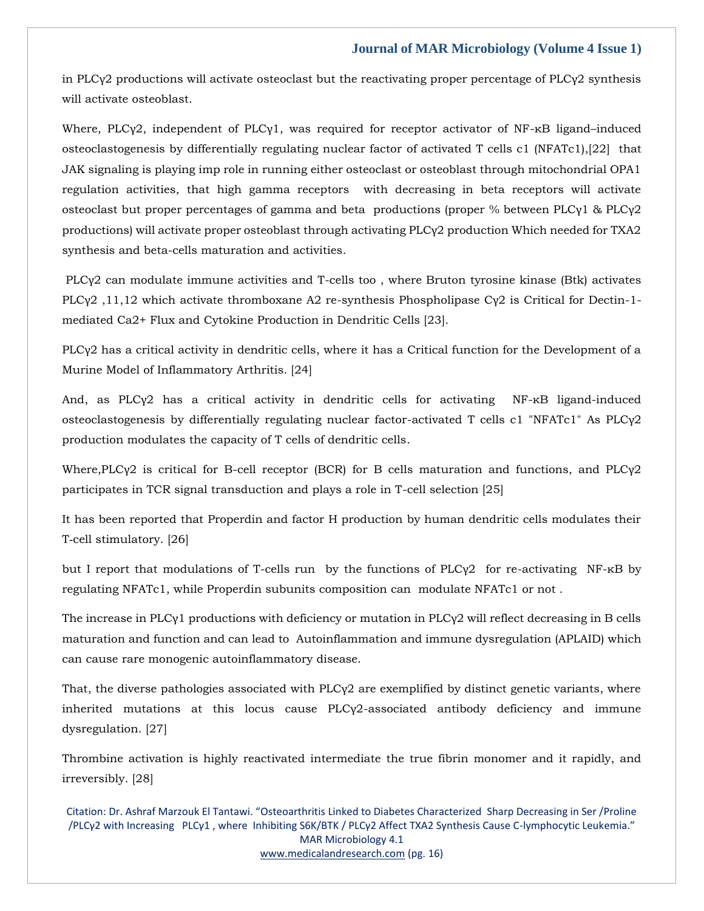in PLCγ2 productions will activate osteoclast but the reactivating proper percentage of PLCγ2 synthesis will activate osteoblast.

Where, PLCγ2, independent of PLCγ1, was required for receptor activator of NF-κB ligand–induced osteoclastogenesis by differentially regulating nuclear factor of activated T cells c1 (NFATc1),[22] that JAK signaling is playing imp role in running either osteoclast or osteoblast through mitochondrial OPA1 regulation activities, that high gamma receptors with decreasing in beta receptors will activate osteoclast but proper percentages of gamma and beta productions (proper % between PLCγ1 & PLCγ2 productions) will activate proper osteoblast through activating PLCγ2 production Which needed for TXA2 synthesis and beta-cells maturation and activities.

PLCγ2 can modulate immune activities and T-cells too , where Bruton tyrosine kinase (Btk) activates PLCγ2 ,11,12 which activate thromboxane A2 re-synthesis Phospholipase Cγ2 is Critical for Dectin-1-mediated Ca2+ Flux and Cytokine Production in Dendritic Cells [23].

PLCγ2 has a critical activity in dendritic cells, where it has a Critical function for the Development of a Murine Model of Inflammatory Arthritis. [24]

And, as PLCγ2 has a critical activity in dendritic cells for activating NF-κB ligand-induced osteoclastogenesis by differentially regulating nuclear factor-activated T cells c1 "NFATc1" As PLCγ2 production modulates the capacity of T cells of dendritic cells.

Where,PLCγ2 is critical for B-cell receptor (BCR) for B cells maturation and functions, and PLCγ2 participates in TCR signal transduction and plays a role in T-cell selection [25]

It has been reported that Properdin and factor H production by human dendritic cells modulates their T-cell stimulatory. [26]

but I report that modulations of T-cells run by the functions of PLCγ2 for re-activating NF-κB by regulating NFATc1, while Properdin subunits composition can modulate NFATc1 or not .

The increase in PLCγ1 productions with deficiency or mutation in PLCγ2 will reflect decreasing in B cells maturation and function and can lead to Autoinflammation and immune dysregulation (APLAID) which can cause rare monogenic autoinflammatory disease.

That, the diverse pathologies associated with PLCγ2 are exemplified by distinct genetic variants, where inherited mutations at this locus cause PLCγ2-associated antibody deficiency and immune dysregulation. [27]

Thrombine activation is highly reactivated intermediate the true fibrin monomer and it rapidly, and irreversibly. [28]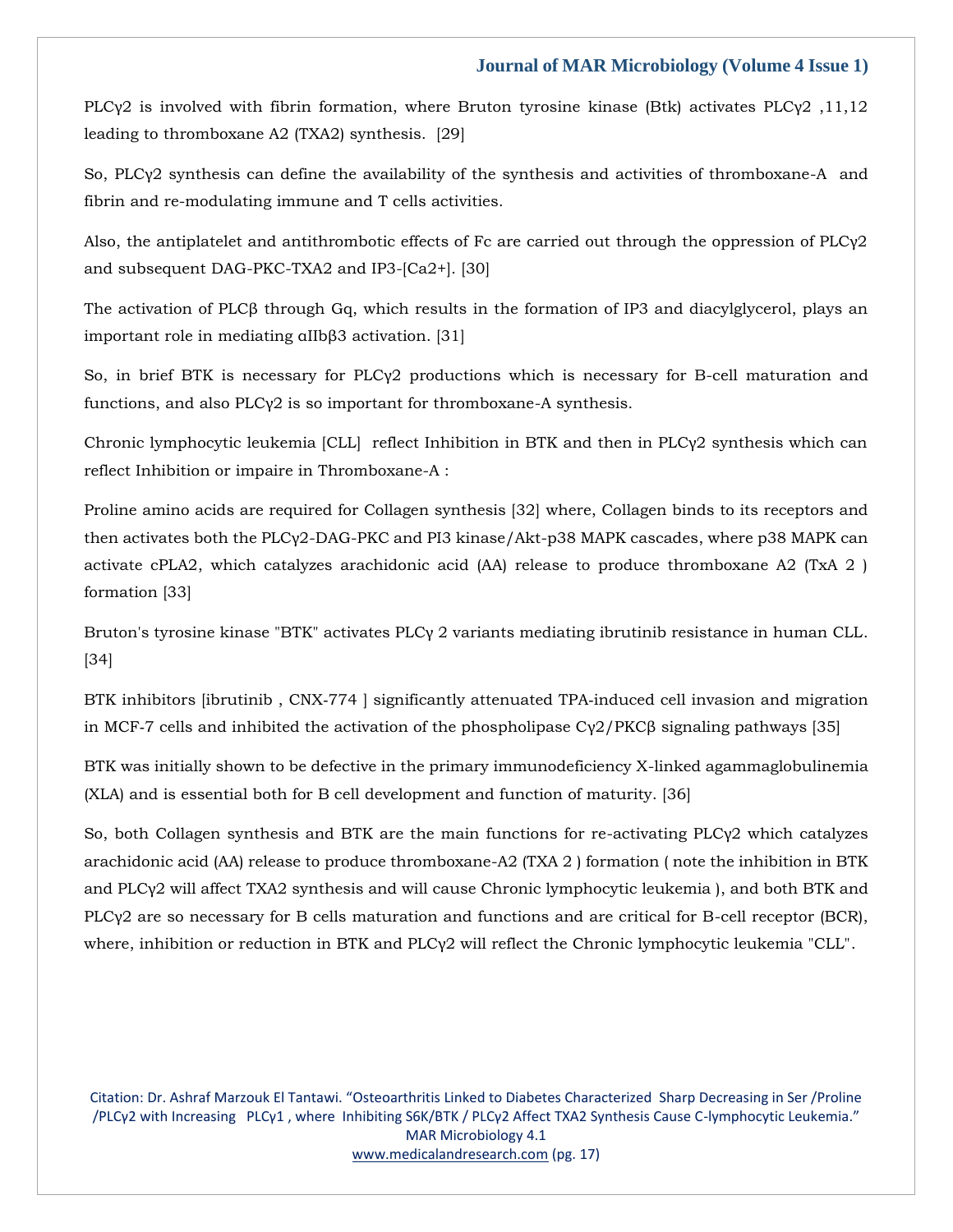PLCγ2 is involved with fibrin formation, where Bruton tyrosine kinase (Btk) activates PLCγ2 ,11,12 leading to thromboxane A2 (TXA2) synthesis. [29]

So, PLCγ2 synthesis can define the availability of the synthesis and activities of thromboxane-A and fibrin and re-modulating immune and T cells activities.

Also, the antiplatelet and antithrombotic effects of Fc are carried out through the oppression of PLCγ2 and subsequent DAG-PKC-TXA2 and IP3-[Ca2+]. [30]

The activation of PLCβ through Gq, which results in the formation of IP3 and diacylglycerol, plays an important role in mediating αIIbβ3 activation. [31]

So, in brief BTK is necessary for PLCγ2 productions which is necessary for B-cell maturation and functions, and also PLCγ2 is so important for thromboxane-A synthesis.

Chronic lymphocytic leukemia [CLL] reflect Inhibition in BTK and then in PLCγ2 synthesis which can reflect Inhibition or impaire in Thromboxane-A :

Proline amino acids are required for Collagen synthesis [32] where, Collagen binds to its receptors and then activates both the PLCγ2-DAG-PKC and PI3 kinase/Akt-p38 MAPK cascades, where p38 MAPK can activate cPLA2, which catalyzes arachidonic acid (AA) release to produce thromboxane A2 (TxA 2 ) formation [33]

Bruton's tyrosine kinase "BTK" activates PLCγ 2 variants mediating ibrutinib resistance in human CLL. [34]

BTK inhibitors [ibrutinib , CNX-774 ] significantly attenuated TPA-induced cell invasion and migration in MCF-7 cells and inhibited the activation of the phospholipase Cγ2/PKCβ signaling pathways [35]

BTK was initially shown to be defective in the primary immunodeficiency X-linked agammaglobulinemia (XLA) and is essential both for B cell development and function of maturity. [36]

So, both Collagen synthesis and BTK are the main functions for re-activating PLCγ2 which catalyzes arachidonic acid (AA) release to produce thromboxane-A2 (TXA 2 ) formation ( note the inhibition in BTK and PLCγ2 will affect TXA2 synthesis and will cause Chronic lymphocytic leukemia ), and both BTK and PLCγ2 are so necessary for B cells maturation and functions and are critical for B-cell receptor (BCR), where, inhibition or reduction in BTK and PLCγ2 will reflect the Chronic lymphocytic leukemia "CLL".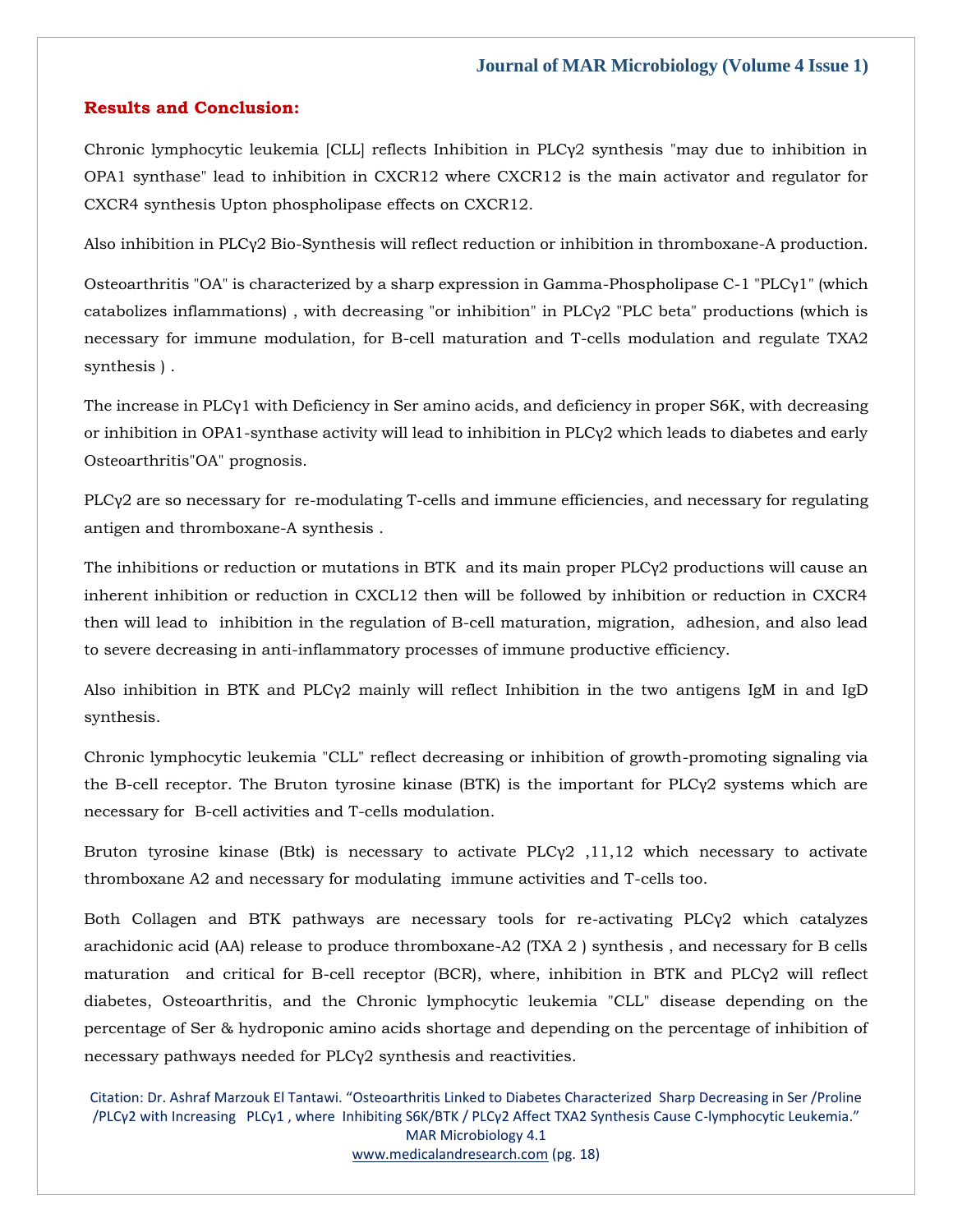## Results and Conclusion:

Chronic lymphocytic leukemia [CLL] reflects Inhibition in PLCγ2 synthesis "may due to inhibition in OPA1 synthase" lead to inhibition in CXCR12 where CXCR12 is the main activator and regulator for CXCR4 synthesis Upton phospholipase effects on CXCR12.

Also inhibition in PLCγ2 Bio-Synthesis will reflect reduction or inhibition in thromboxane-A production.

Osteoarthritis "OA" is characterized by a sharp expression in Gamma-Phospholipase C-1 "PLCγ1" (which catabolizes inflammations) , with decreasing "or inhibition" in PLCγ2 "PLC beta" productions (which is necessary for immune modulation, for B-cell maturation and T-cells modulation and regulate TXA2 synthesis ) .

The increase in PLCγ1 with Deficiency in Ser amino acids, and deficiency in proper S6K, with decreasing or inhibition in OPA1-synthase activity will lead to inhibition in PLCγ2 which leads to diabetes and early Osteoarthritis"OA" prognosis.

PLCγ2 are so necessary for re-modulating T-cells and immune efficiencies, and necessary for regulating antigen and thromboxane-A synthesis .

The inhibitions or reduction or mutations in BTK and its main proper PLCγ2 productions will cause an inherent inhibition or reduction in CXCL12 then will be followed by inhibition or reduction in CXCR4 then will lead to inhibition in the regulation of B-cell maturation, migration, adhesion, and also lead to severe decreasing in anti-inflammatory processes of immune productive efficiency.

Also inhibition in BTK and PLCγ2 mainly will reflect Inhibition in the two antigens IgM in and IgD synthesis.

Chronic lymphocytic leukemia "CLL" reflect decreasing or inhibition of growth-promoting signaling via the B-cell receptor. The Bruton tyrosine kinase (BTK) is the important for PLCγ2 systems which are necessary for B-cell activities and T-cells modulation.

Bruton tyrosine kinase (Btk) is necessary to activate PLCγ2 ,11,12 which necessary to activate thromboxane A2 and necessary for modulating immune activities and T-cells too.

Both Collagen and BTK pathways are necessary tools for re-activating PLCγ2 which catalyzes arachidonic acid (AA) release to produce thromboxane-A2 (TXA 2 ) synthesis , and necessary for B cells maturation and critical for B-cell receptor (BCR), where, inhibition in BTK and PLCγ2 will reflect diabetes, Osteoarthritis, and the Chronic lymphocytic leukemia "CLL" disease depending on the percentage of Ser & hydroponic amino acids shortage and depending on the percentage of inhibition of necessary pathways needed for PLCγ2 synthesis and reactivities.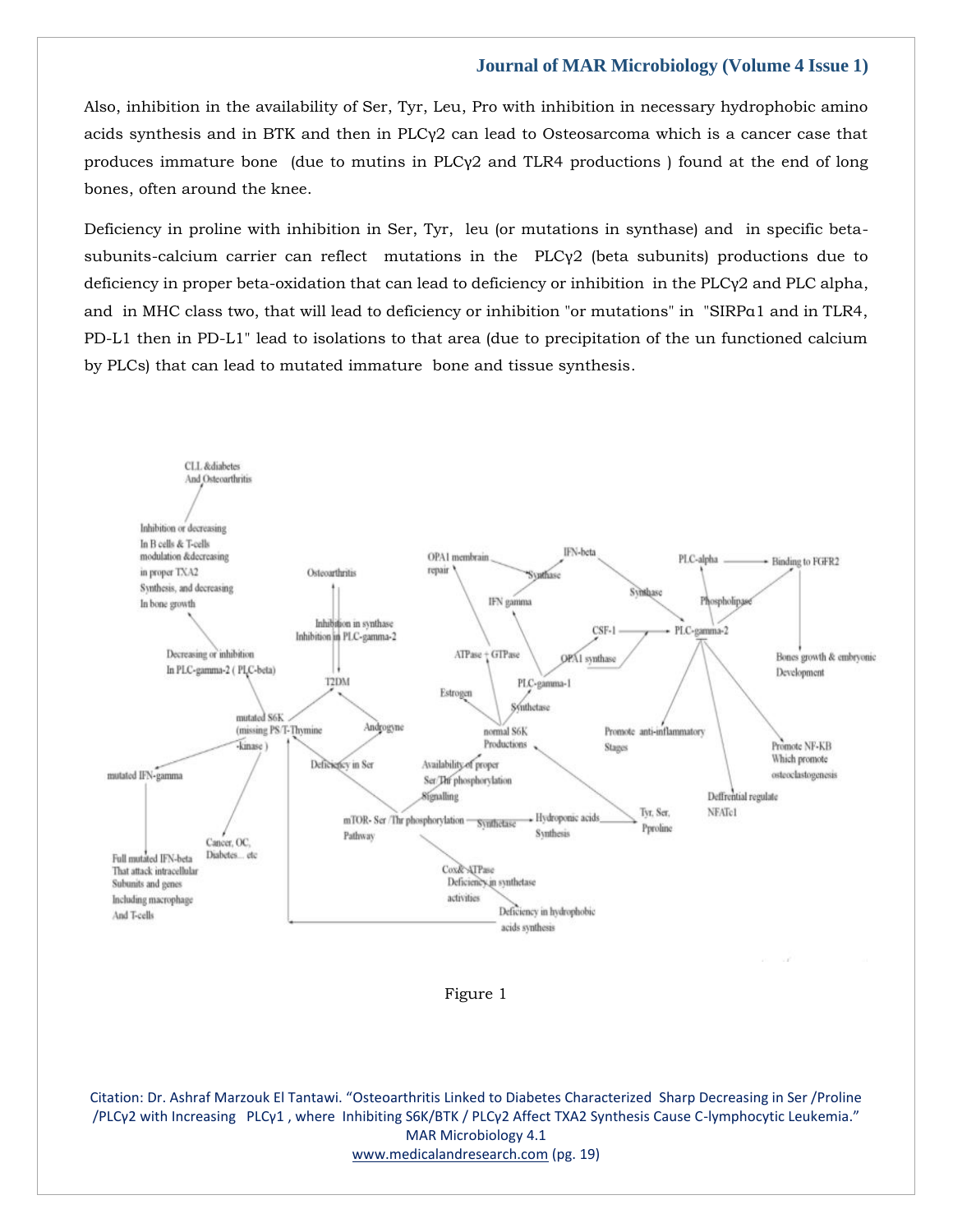Also, inhibition in the availability of Ser, Tyr, Leu, Pro with inhibition in necessary hydrophobic amino acids synthesis and in BTK and then in PLCγ2 can lead to Osteosarcoma which is a cancer case that produces immature bone (due to mutins in PLCγ2 and TLR4 productions ) found at the end of long bones, often around the knee.

Deficiency in proline with inhibition in Ser, Tyr, leu (or mutations in synthase) and in specific beta-subunits-calcium carrier can reflect mutations in the PLCγ2 (beta subunits) productions due to deficiency in proper beta-oxidation that can lead to deficiency or inhibition in the PLCγ2 and PLC alpha, and in MHC class two, that will lead to deficiency or inhibition "or mutations" in "SIRPα1 and in TLR4, PD-L1 then in PD-L1" lead to isolations to that area (due to precipitation of the un functioned calcium by PLCs) that can lead to mutated immature bone and tissue synthesis.

Figure 1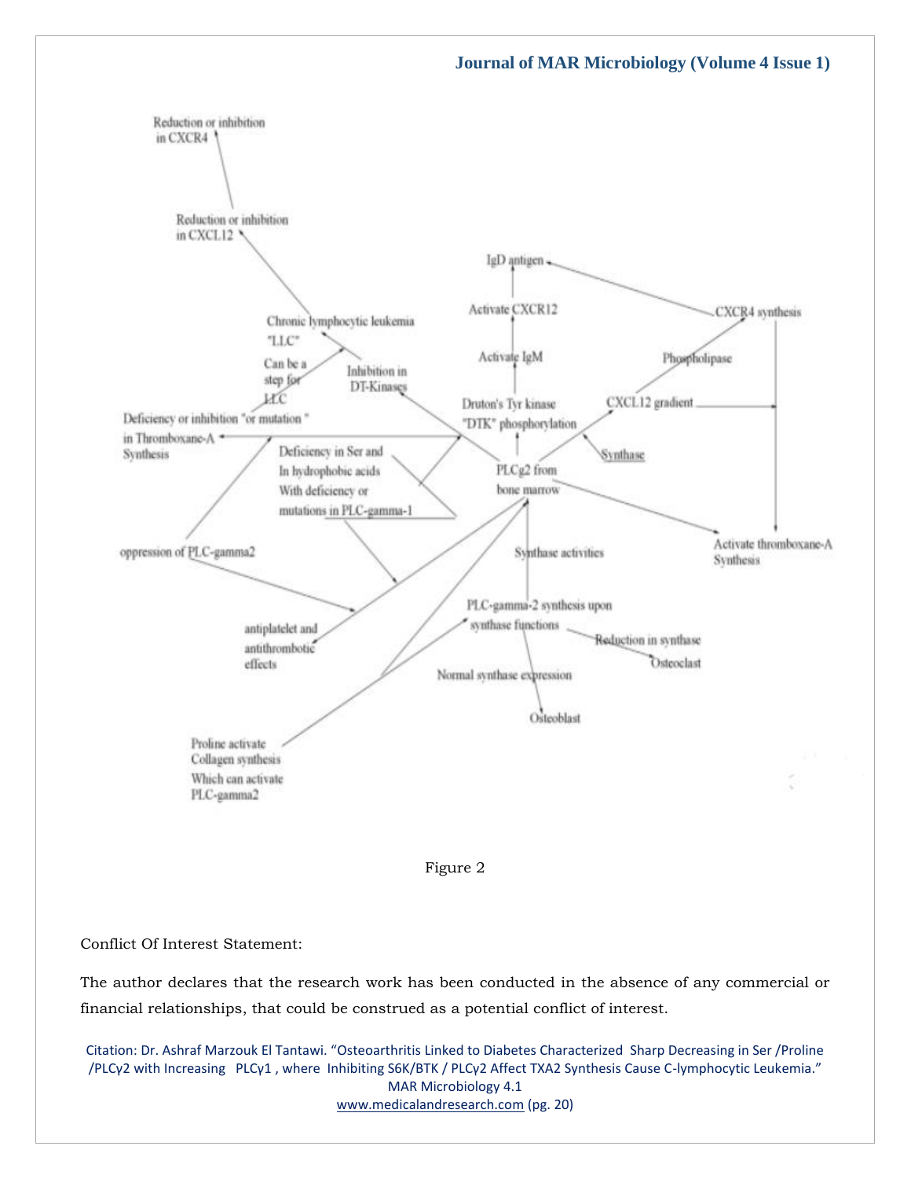Figure 2

Conflict Of Interest Statement:

The author declares that the research work has been conducted in the absence of any commercial or financial relationships, that could be construed as a potential conflict of interest.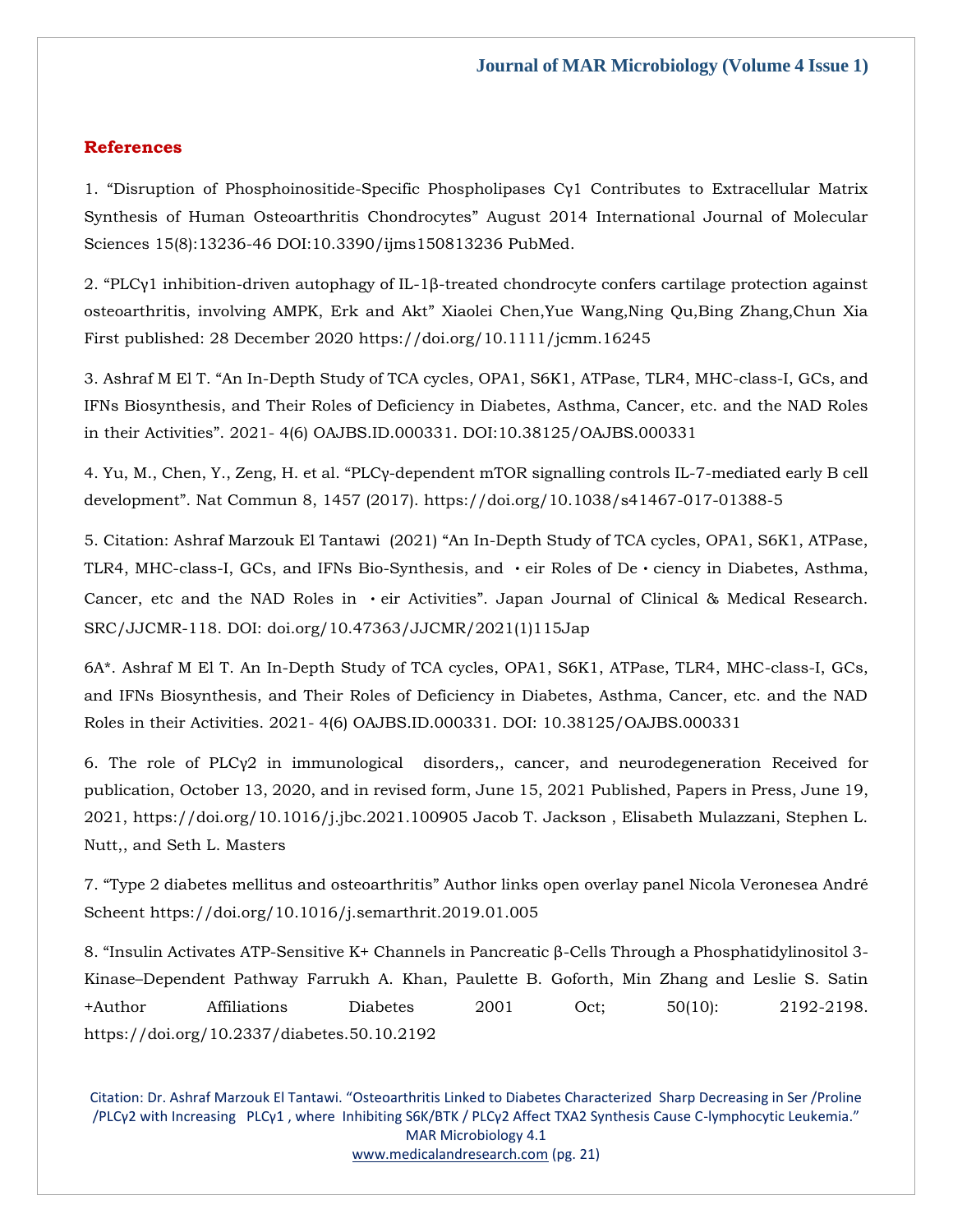## References

1. "Disruption of Phosphoinositide-Specific Phospholipases Cγ1 Contributes to Extracellular Matrix Synthesis of Human Osteoarthritis Chondrocytes" August 2014 International Journal of Molecular Sciences 15(8):13236-46 DOI:10.3390/ijms150813236 PubMed.

2. "PLCγ1 inhibition-driven autophagy of IL-1β-treated chondrocyte confers cartilage protection against osteoarthritis, involving AMPK, Erk and Akt" Xiaolei Chen,Yue Wang,Ning Qu,Bing Zhang,Chun Xia First published: 28 December 2020 https://doi.org/10.1111/jcmm.16245

3. Ashraf M El T. "An In-Depth Study of TCA cycles, OPA1, S6K1, ATPase, TLR4, MHC-class-I, GCs, and IFNs Biosynthesis, and Their Roles of Deficiency in Diabetes, Asthma, Cancer, etc. and the NAD Roles in their Activities". 2021- 4(6) OAJBS.ID.000331. DOI:10.38125/OAJBS.000331

4. Yu, M., Chen, Y., Zeng, H. et al. "PLCγ-dependent mTOR signalling controls IL-7-mediated early B cell development". Nat Commun 8, 1457 (2017). https://doi.org/10.1038/s41467-017-01388-5

5. Citation: Ashraf Marzouk El Tantawi (2021) "An In-Depth Study of TCA cycles, OPA1, S6K1, ATPase, TLR4, MHC-class-I, GCs, and IFNs Bio-Synthesis, and •eir Roles of De•ciency in Diabetes, Asthma, Cancer, etc and the NAD Roles in •eir Activities". Japan Journal of Clinical & Medical Research. SRC/JJCMR-118. DOI: doi.org/10.47363/JJCMR/2021(1)115Jap

6A*. Ashraf M El T. An In-Depth Study of TCA cycles, OPA1, S6K1, ATPase, TLR4, MHC-class-I, GCs, and IFNs Biosynthesis, and Their Roles of Deficiency in Diabetes, Asthma, Cancer, etc. and the NAD Roles in their Activities. 2021- 4(6) OAJBS.ID.000331. DOI: 10.38125/OAJBS.000331

6. The role of PLCγ2 in immunological disorders,, cancer, and neurodegeneration Received for publication, October 13, 2020, and in revised form, June 15, 2021 Published, Papers in Press, June 19, 2021, https://doi.org/10.1016/j.jbc.2021.100905 Jacob T. Jackson , Elisabeth Mulazzani, Stephen L. Nutt,, and Seth L. Masters

7. "Type 2 diabetes mellitus and osteoarthritis" Author links open overlay panel Nicola Veronesea André Scheent https://doi.org/10.1016/j.semarthrit.2019.01.005

8. "Insulin Activates ATP-Sensitive K+ Channels in Pancreatic β-Cells Through a Phosphatidylinositol 3-Kinase–Dependent Pathway Farrukh A. Khan, Paulette B. Goforth, Min Zhang and Leslie S. Satin +Author Affiliations Diabetes 2001 Oct; 50(10): 2192-2198. https://doi.org/10.2337/diabetes.50.10.2192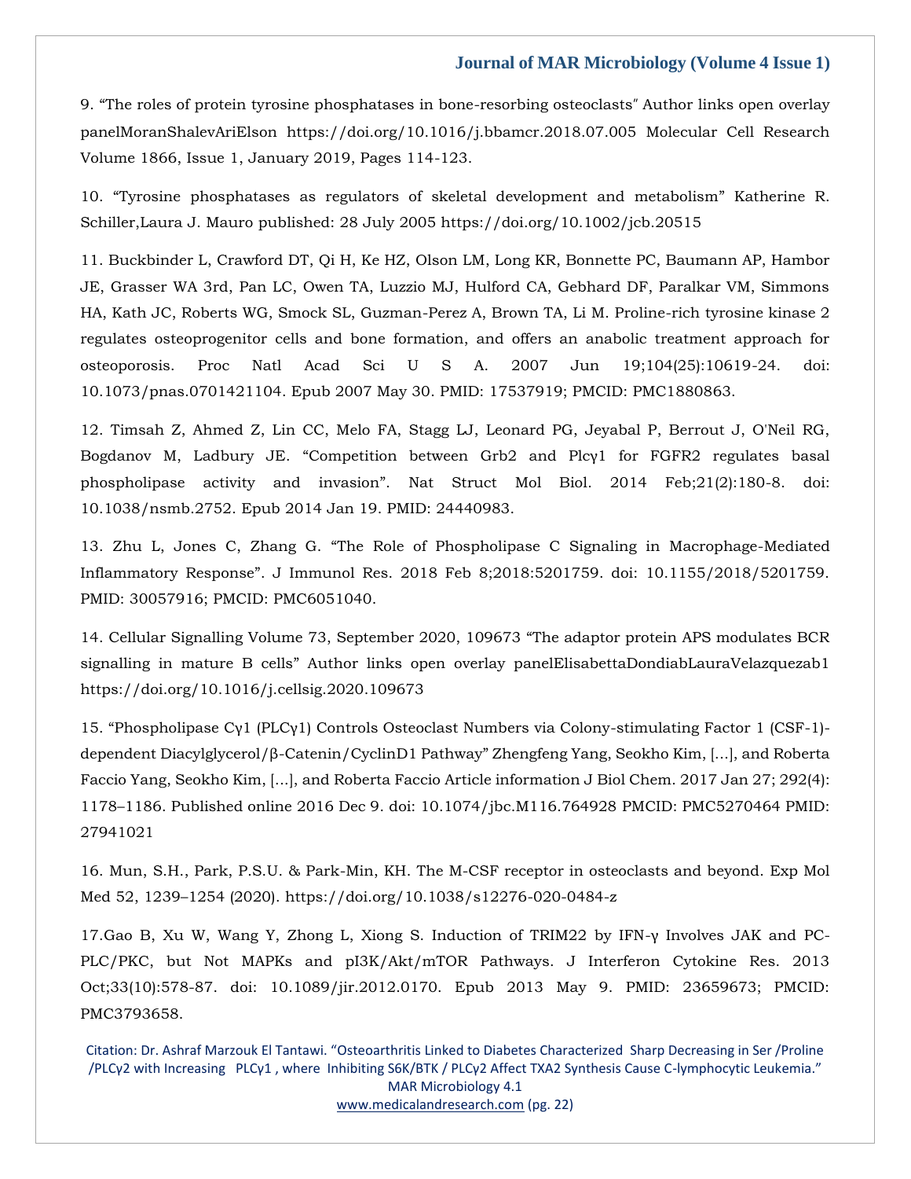9. “The roles of protein tyrosine phosphatases in bone-resorbing osteoclasts″ Author links open overlay panelMoranShalevAriElson https://doi.org/10.1016/j.bbamcr.2018.07.005 Molecular Cell Research Volume 1866, Issue 1, January 2019, Pages 114-123.

10. “Tyrosine phosphatases as regulators of skeletal development and metabolism” Katherine R. Schiller,Laura J. Mauro published: 28 July 2005 https://doi.org/10.1002/jcb.20515

11. Buckbinder L, Crawford DT, Qi H, Ke HZ, Olson LM, Long KR, Bonnette PC, Baumann AP, Hambor JE, Grasser WA 3rd, Pan LC, Owen TA, Luzzio MJ, Hulford CA, Gebhard DF, Paralkar VM, Simmons HA, Kath JC, Roberts WG, Smock SL, Guzman-Perez A, Brown TA, Li M. Proline-rich tyrosine kinase 2 regulates osteoprogenitor cells and bone formation, and offers an anabolic treatment approach for osteoporosis. Proc Natl Acad Sci U S A. 2007 Jun 19;104(25):10619-24. doi: 10.1073/pnas.0701421104. Epub 2007 May 30. PMID: 17537919; PMCID: PMC1880863.

12. Timsah Z, Ahmed Z, Lin CC, Melo FA, Stagg LJ, Leonard PG, Jeyabal P, Berrout J, O'Neil RG, Bogdanov M, Ladbury JE. “Competition between Grb2 and Plcγ1 for FGFR2 regulates basal phospholipase activity and invasion”. Nat Struct Mol Biol. 2014 Feb;21(2):180-8. doi: 10.1038/nsmb.2752. Epub 2014 Jan 19. PMID: 24440983.

13. Zhu L, Jones C, Zhang G. “The Role of Phospholipase C Signaling in Macrophage-Mediated Inflammatory Response”. J Immunol Res. 2018 Feb 8;2018:5201759. doi: 10.1155/2018/5201759. PMID: 30057916; PMCID: PMC6051040.

14. Cellular Signalling Volume 73, September 2020, 109673 “The adaptor protein APS modulates BCR signalling in mature B cells” Author links open overlay panelElisabettaDondiabLauraVelazquezab1 https://doi.org/10.1016/j.cellsig.2020.109673

15. “Phospholipase Cγ1 (PLCγ1) Controls Osteoclast Numbers via Colony-stimulating Factor 1 (CSF-1)-dependent Diacylglycerol/β-Catenin/CyclinD1 Pathway” Zhengfeng Yang, Seokho Kim, [...], and Roberta Faccio Yang, Seokho Kim, [...], and Roberta Faccio Article information J Biol Chem. 2017 Jan 27; 292(4): 1178–1186. Published online 2016 Dec 9. doi: 10.1074/jbc.M116.764928 PMCID: PMC5270464 PMID: 27941021

16. Mun, S.H., Park, P.S.U. & Park-Min, KH. The M-CSF receptor in osteoclasts and beyond. Exp Mol Med 52, 1239–1254 (2020). https://doi.org/10.1038/s12276-020-0484-z

17.Gao B, Xu W, Wang Y, Zhong L, Xiong S. Induction of TRIM22 by IFN-γ Involves JAK and PC-PLC/PKC, but Not MAPKs and pI3K/Akt/mTOR Pathways. J Interferon Cytokine Res. 2013 Oct;33(10):578-87. doi: 10.1089/jir.2012.0170. Epub 2013 May 9. PMID: 23659673; PMCID: PMC3793658.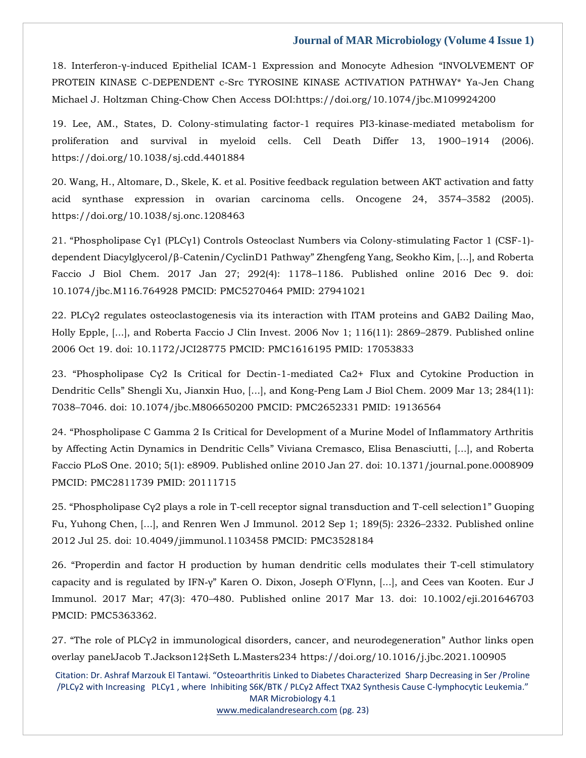18. Interferon-γ-induced Epithelial ICAM-1 Expression and Monocyte Adhesion "INVOLVEMENT OF PROTEIN KINASE C-DEPENDENT c-Src TYROSINE KINASE ACTIVATION PATHWAY* Ya-Jen Chang Michael J. Holtzman Ching-Chow Chen Access DOI:https://doi.org/10.1074/jbc.M109924200

19. Lee, AM., States, D. Colony-stimulating factor-1 requires PI3-kinase-mediated metabolism for proliferation and survival in myeloid cells. Cell Death Differ 13, 1900–1914 (2006). https://doi.org/10.1038/sj.cdd.4401884

20. Wang, H., Altomare, D., Skele, K. et al. Positive feedback regulation between AKT activation and fatty acid synthase expression in ovarian carcinoma cells. Oncogene 24, 3574–3582 (2005). https://doi.org/10.1038/sj.onc.1208463

21. "Phospholipase Cγ1 (PLCγ1) Controls Osteoclast Numbers via Colony-stimulating Factor 1 (CSF-1)-dependent Diacylglycerol/β-Catenin/CyclinD1 Pathway" Zhengfeng Yang, Seokho Kim, [...], and Roberta Faccio J Biol Chem. 2017 Jan 27; 292(4): 1178–1186. Published online 2016 Dec 9. doi: 10.1074/jbc.M116.764928 PMCID: PMC5270464 PMID: 27941021

22. PLCγ2 regulates osteoclastogenesis via its interaction with ITAM proteins and GAB2 Dailing Mao, Holly Epple, [...], and Roberta Faccio J Clin Invest. 2006 Nov 1; 116(11): 2869–2879. Published online 2006 Oct 19. doi: 10.1172/JCI28775 PMCID: PMC1616195 PMID: 17053833

23. "Phospholipase Cγ2 Is Critical for Dectin-1-mediated Ca2+ Flux and Cytokine Production in Dendritic Cells" Shengli Xu, Jianxin Huo, [...], and Kong-Peng Lam J Biol Chem. 2009 Mar 13; 284(11): 7038–7046. doi: 10.1074/jbc.M806650200 PMCID: PMC2652331 PMID: 19136564

24. "Phospholipase C Gamma 2 Is Critical for Development of a Murine Model of Inflammatory Arthritis by Affecting Actin Dynamics in Dendritic Cells" Viviana Cremasco, Elisa Benasciutti, [...], and Roberta Faccio PLoS One. 2010; 5(1): e8909. Published online 2010 Jan 27. doi: 10.1371/journal.pone.0008909 PMCID: PMC2811739 PMID: 20111715

25. "Phospholipase Cγ2 plays a role in T-cell receptor signal transduction and T-cell selection1" Guoping Fu, Yuhong Chen, [...], and Renren Wen J Immunol. 2012 Sep 1; 189(5): 2326–2332. Published online 2012 Jul 25. doi: 10.4049/jimmunol.1103458 PMCID: PMC3528184

26. "Properdin and factor H production by human dendritic cells modulates their T-cell stimulatory capacity and is regulated by IFN-γ" Karen O. Dixon, Joseph O'Flynn, [...], and Cees van Kooten. Eur J Immunol. 2017 Mar; 47(3): 470–480. Published online 2017 Mar 13. doi: 10.1002/eji.201646703 PMCID: PMC5363362.

27. "The role of PLCγ2 in immunological disorders, cancer, and neurodegeneration" Author links open overlay panelJacob T.Jackson12‡Seth L.Masters234 https://doi.org/10.1016/j.jbc.2021.100905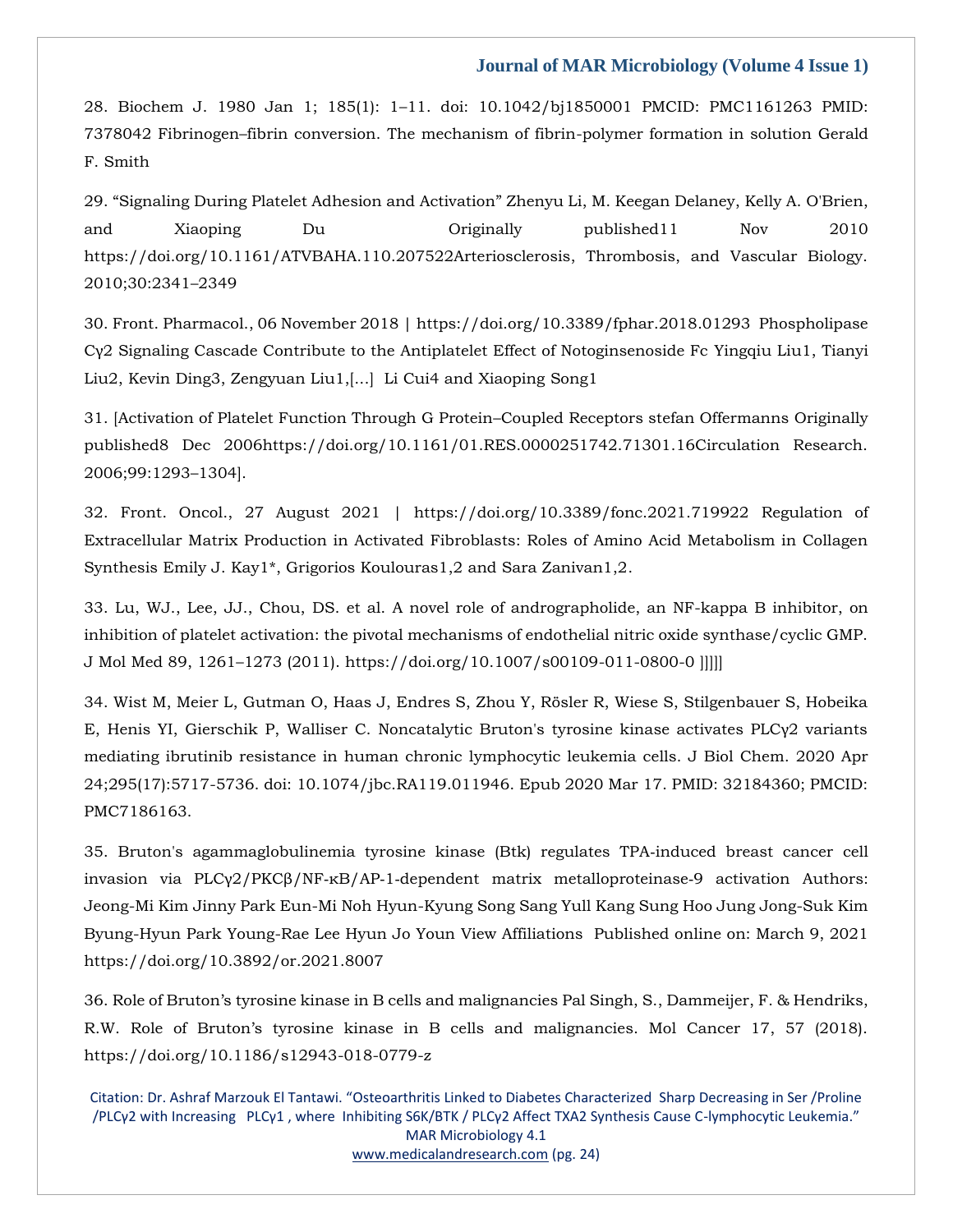28. Biochem J. 1980 Jan 1; 185(1): 1–11. doi: 10.1042/bj1850001 PMCID: PMC1161263 PMID: 7378042 Fibrinogen–fibrin conversion. The mechanism of fibrin-polymer formation in solution Gerald F. Smith

29. "Signaling During Platelet Adhesion and Activation" Zhenyu Li, M. Keegan Delaney, Kelly A. O'Brien, and Xiaoping Du Originally published11 Nov 2010 https://doi.org/10.1161/ATVBAHA.110.207522Arteriosclerosis, Thrombosis, and Vascular Biology. 2010;30:2341–2349

30. Front. Pharmacol., 06 November 2018 | https://doi.org/10.3389/fphar.2018.01293 Phospholipase Cγ2 Signaling Cascade Contribute to the Antiplatelet Effect of Notoginsenoside Fc Yingqiu Liu1, Tianyi Liu2, Kevin Ding3, Zengyuan Liu1,[...] Li Cui4 and Xiaoping Song1

31. [Activation of Platelet Function Through G Protein–Coupled Receptors stefan Offermanns Originally published8 Dec 2006https://doi.org/10.1161/01.RES.0000251742.71301.16Circulation Research. 2006;99:1293–1304].

32. Front. Oncol., 27 August 2021 | https://doi.org/10.3389/fonc.2021.719922 Regulation of Extracellular Matrix Production in Activated Fibroblasts: Roles of Amino Acid Metabolism in Collagen Synthesis Emily J. Kay1*, Grigorios Koulouras1,2 and Sara Zanivan1,2.

33. Lu, WJ., Lee, JJ., Chou, DS. et al. A novel role of andrographolide, an NF-kappa B inhibitor, on inhibition of platelet activation: the pivotal mechanisms of endothelial nitric oxide synthase/cyclic GMP. J Mol Med 89, 1261–1273 (2011). https://doi.org/10.1007/s00109-011-0800-0 ]]]]]

34. Wist M, Meier L, Gutman O, Haas J, Endres S, Zhou Y, Rösler R, Wiese S, Stilgenbauer S, Hobeika E, Henis YI, Gierschik P, Walliser C. Noncatalytic Bruton's tyrosine kinase activates PLCγ2 variants mediating ibrutinib resistance in human chronic lymphocytic leukemia cells. J Biol Chem. 2020 Apr 24;295(17):5717-5736. doi: 10.1074/jbc.RA119.011946. Epub 2020 Mar 17. PMID: 32184360; PMCID: PMC7186163.

35. Bruton's agammaglobulinemia tyrosine kinase (Btk) regulates TPA-induced breast cancer cell invasion via PLCγ2/PKCβ/NF-κB/AP-1-dependent matrix metalloproteinase-9 activation Authors: Jeong-Mi Kim Jinny Park Eun-Mi Noh Hyun-Kyung Song Sang Yull Kang Sung Hoo Jung Jong-Suk Kim Byung-Hyun Park Young-Rae Lee Hyun Jo Youn View Affiliations Published online on: March 9, 2021 https://doi.org/10.3892/or.2021.8007

36. Role of Bruton's tyrosine kinase in B cells and malignancies Pal Singh, S., Dammeijer, F. & Hendriks, R.W. Role of Bruton's tyrosine kinase in B cells and malignancies. Mol Cancer 17, 57 (2018). https://doi.org/10.1186/s12943-018-0779-z